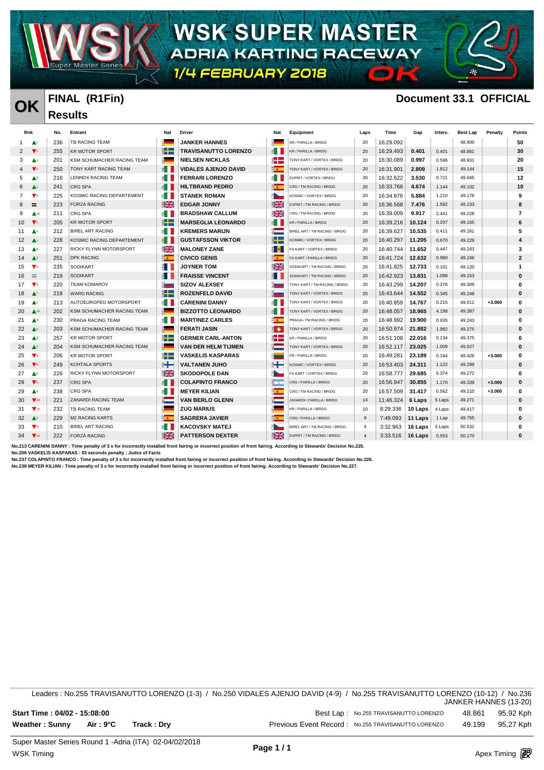# WSK SUPER MASTER

## ADRIA KARTING RACEWAY

### 1/4 FEBRUARY 2018

**OK**

## FINAL (R1Fin)

## Results

**Document 33.1 OFFICIAL**

| Rnk | | No. | Entrant | Nat | Driver | Nat | Equipment | Laps | Time | Gap | Interv. | Best Lap | Penalty | Points |
|---|---|---|---|---|---|---|---|---|---|---|---|---|---|---|
| 1 | ▲1 | 236 | TB RACING TEAM | DEU | JANKER HANNES | DEU | KR / PARILLA / BRIDG | 20 | 16:29.092 | | | 48.900 | | 50 |
| 2 | ▼1 | 255 | KR MOTOR SPORT | SWE | TRAVISANUTTO LORENZO | ITA | KR / PARILLA / BRIDG | 20 | 16:29.493 | 0.401 | 0.401 | 48.861 | | 30 |
| 3 | ▲1 | 201 | KSM SCHUMACHER RACING TEAM | DEU | NIELSEN NICKLAS | DNK | TONY KART / VORTEX / BRIDG | 20 | 16:30.089 | 0.997 | 0.596 | 48.931 | | 20 |
| 4 | ▼1 | 250 | TONY KART RACING TEAM | ITA | VIDALES AJENJO DAVID | ESP | TONY KART / VORTEX / BRIDG | 20 | 16:31.901 | 2.809 | 1.812 | 49.144 | | 15 |
| 5 | ▲5 | 216 | LENNOX RACING TEAM | ITA | FERRARI LORENZO | ITA | EXPRIT / VORTEX / BRIDG | 20 | 16:32.622 | 3.530 | 0.721 | 49.045 | | 12 |
| 6 | ▲1 | 241 | CRG SPA | ITA | HILTBRAND PEDRO | ESP | CRG / TM RACING / BRIDG | 20 | 16:33.766 | 4.674 | 1.144 | 49.102 | | 10 |
| 7 | ▼2 | 225 | KOSMIC RACING DEPARTEMENT | ITA | STANEK ROMAN | CZE | KOSMIC / VORTEX / BRIDG | 20 | 16:34.976 | 5.884 | 1.210 | 49.176 | | 9 |
| 8 | = | 223 | FORZA RACING | GBR | EDGAR JONNY | GBR | EXPRIT / TM RACING / BRIDG | 20 | 16:36.568 | 7.476 | 1.592 | 49.233 | | 8 |
| 9 | ▲10 | 211 | CRG SPA | ITA | BRADSHAW CALLUM | GBR | CRG / TM RACING / BRIDG | 20 | 16:39.009 | 9.917 | 2.441 | 49.228 | | 7 |
| 10 | ▼1 | 205 | KR MOTOR SPORT | SWE | MARSEGLIA LEONARDO | ITA | KR / PARILLA / BRIDG | 20 | 16:39.216 | 10.124 | 0.207 | 49.165 | | 6 |
| 11 | ▲1 | 212 | BIREL ART RACING | ITA | KREMERS MARIJN | NLD | BIREL ART / TM RACING / BRIDG | 20 | 16:39.627 | 10.535 | 0.411 | 49.161 | | 5 |
| 12 | ▲1 | 228 | KOSMIC RACING DEPARTEMENT | ITA | GUSTAFSSON VIKTOR | SWE | KOSMIC / VORTEX / BRIDG | 20 | 16:40.297 | 11.205 | 0.670 | 49.229 | | 4 |
| 13 | ▲9 | 227 | RICKY FLYNN MOTORSPORT | GBR | MALONEY ZANE | BRB | FA KART / VORTEX / BRIDG | 20 | 16:40.744 | 11.652 | 0.447 | 49.243 | | 3 |
| 14 | ▲3 | 251 | DPK RACING | ESP | CIVICO GENIS | ESP | FA KART / PARILLA / BRIDG | 20 | 16:41.724 | 12.632 | 0.980 | 49.166 | | 2 |
| 15 | ▼4 | 235 | SODIKART | FRA | JOYNER TOM | GBR | SODIKART / TM RACING / BRIDG | 20 | 16:41.825 | 12.733 | 0.101 | 49.120 | | 1 |
| 16 | = | 219 | SODIKART | FRA | FRAISSE VINCENT | FRA | SODIKART / TM RACING / BRIDG | 20 | 16:42.923 | 13.831 | 1.098 | 49.153 | | 0 |
| 17 | ▼2 | 220 | TEAM KOMAROV | RUS | SIZOV ALEXSEY | RUS | TONY KART / TM RACING / BRIDG | 20 | 16:43.299 | 14.207 | 0.376 | 49.309 | | 0 |
| 18 | ▲7 | 218 | WARD RACING | SWE | ROZENFELD DAVID | RUS | TONY KART / VORTEX / BRIDG | 20 | 16:43.644 | 14.552 | 0.345 | 49.248 | | 0 |
| 19 | ▲1 | 213 | AUTOEUROPEO MOTORSPORT | ITA | CARENINI DANNY | ITA | TONY KART / VORTEX / BRIDG | 20 | 16:40.859 | 14.767 | 0.215 | 49.011 | +3.000 | 0 |
| 20 | ▲10 | 202 | KSM SCHUMACHER RACING TEAM | ITA | BIZZOTTO LEONARDO | ITA | TONY KART / VORTEX / BRIDG | 20 | 16:48.057 | 18.965 | 4.198 | 49.387 | | 0 |
| 21 | ▲8 | 230 | PRAGA RACING TEAM | ITA | MARTINEZ CARLES | ESP | PRAGA / TM RACING / BRIDG | 20 | 16:48.992 | 19.900 | 0.935 | 49.243 | | 0 |
| 22 | ▲6 | 203 | KSM SCHUMACHER RACING TEAM | DEU | FERATI JASIN | CHE | TONY KART / VORTEX / BRIDG | 20 | 16:50.974 | 21.882 | 1.982 | 49.275 | | 0 |
| 23 | ▲8 | 257 | KR MOTOR SPORT | SWE | GERNER CARL-ANTON | DNK | KR / PARILLA / BRIDG | 20 | 16:51.108 | 22.016 | 0.134 | 49.375 | | 0 |
| 24 | ▲2 | 204 | KSM SCHUMACHER RACING TEAM | DEU | VAN DER HELM TIJMEN | NLD | TONY KART / VORTEX / BRIDG | 20 | 16:52.117 | 23.025 | 1.009 | 49.027 | | 0 |
| 25 | ▼2 | 206 | KR MOTOR SPORT | SWE | VASKELIS KASPARAS | LTU | KR / PARILLA / BRIDG | 20 | 16:49.281 | 23.189 | 0.164 | 49.426 | +3.000 | 0 |
| 26 | ▼8 | 249 | KOHTALA SPORTS | FIN | VALTANEN JUHO | FIN | KOSMIC / VORTEX / BRIDG | 20 | 16:53.403 | 24.311 | 1.122 | 49.299 | | 0 |
| 27 | ▲6 | 226 | RICKY FLYNN MOTORSPORT | GBR | SKODOPOLE DAN | CZE | FA KART / VORTEX / BRIDG | 20 | 16:58.777 | 29.685 | 5.374 | 49.272 | | 0 |
| 28 | ▼4 | 237 | CRG SPA | ITA | COLAPINTO FRANCO | ARG | CRG / PARILLA / BRIDG | 20 | 16:56.947 | 30.855 | 1.170 | 49.339 | +3.000 | 0 |
| 29 | ▲3 | 238 | CRG SPA | ITA | MEYER KILIAN | ESP | CRG / TM RACING / BRIDG | 20 | 16:57.509 | 31.417 | 0.562 | 49.210 | +3.000 | 0 |
| 30 | ▼24 | 221 | ZANARDI RACING TEAM | NLD | VAN BERLO GLENN | NLD | ZANARDI / PARILLA / BRIDG | 14 | 11:46.324 | 6 Laps | 6 Laps | 49.271 | | 0 |
| 31 | ▼17 | 232 | TB RACING TEAM | DEU | ZUG MARIUS | DEU | KR / PARILLA / BRIDG | 10 | 8:29.336 | 10 Laps | 4 Laps | 49.417 | | 0 |
| 32 | ▲2 | 229 | M2 RACING KARTS | ESP | SAGRERA JAVIER | ESP | CRG / PARILLA / BRIDG | 9 | 7:49.093 | 11 Laps | 1 Lap | 49.755 | | 0 |
| 33 | ▼6 | 210 | BIREL ART RACING | ITA | KACOVSKY MATEJ | CZE | BIREL ART / TM RACING / BRIDG | 4 | 3:32.963 | 16 Laps | 5 Laps | 50.532 | | 0 |
| 34 | ▼13 | 222 | FORZA RACING | GBR | PATTERSON DEXTER | GBR | EXPRIT / TM RACING / BRIDG | 4 | 3:33.516 | 16 Laps | 0.553 | 50.170 | | 0 |

No.213 CARENINI DANNY : Time penalty of 3 s for incorrectly installed front fairing or incorrect position of front fairing. According to Stewards' Decision No.225.
No.206 VASKELIS KASPARAS : 03 seconds penalty ; Judce of Facts
No.237 COLAPINTO FRANCO : Time penalty of 3 s for incorrectly installed front fairing or incorrect position of front fairing. According to Stewards' Decision No.226.
No.238 MEYER KILIAN : Time penalty of 3 s for incorrectly installed front fairing or incorrect position of front fairing. According to Stewards' Decision No.227.

Leaders : No.255 TRAVISANUTTO LORENZO (1-3) / No.250 VIDALES AJENJO DAVID (4-9) / No.255 TRAVISANUTTO LORENZO (10-12) / No.236 JANKER HANNES (13-20)

**Start Time : 04/02 - 15:08:00**
**Weather : Sunny** **Air : 9°C** **Track : Dry**

Best Lap : No.255 TRAVISANUTTO LORENZO 48.861 95,92 Kph
Previous Event Record : No.255 TRAVISANUTTO LORENZO 49.199 95,27 Kph

Super Master Series Round 1 -Adria (ITA) 02-04/02/2018
WSK Timing
Apex Timing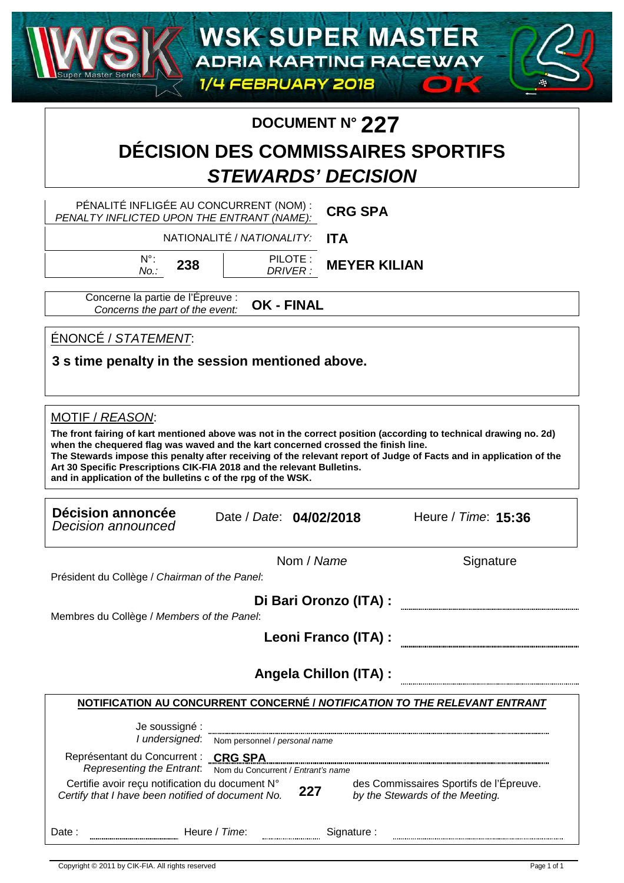WSK SUPER MASTER
ADRIA KARTING RACEWAY
1/4 FEBRUARY 2018
OK

# DOCUMENT N° 227

## DÉCISION DES COMMISSAIRES SPORTIFS
## *STEWARDS' DECISION*

| | |
|---|---|
| PÉNALITÉ INFLIGÉE AU CONCURRENT (NOM) : *PENALTY INFLICTED UPON THE ENTRANT (NAME):* | **CRG SPA** |
| NATIONALITÉ / *NATIONALITY:* | **ITA** |
| N°: *No.:* **238** — PILOTE : *DRIVER :* | **MEYER KILIAN** |

Concerne la partie de l'Épreuve : *Concerns the part of the event:* **OK - FINAL**

ÉNONCÉ / *STATEMENT*:

**3 s time penalty in the session mentioned above.**

MOTIF / *REASON*:

**The front fairing of kart mentioned above was not in the correct position (according to technical drawing no. 2d) when the chequered flag was waved and the kart concerned crossed the finish line.**
**The Stewards impose this penalty after receiving of the relevant report of Judge of Facts and in application of the Art 30 Specific Prescriptions CIK-FIA 2018 and the relevant Bulletins.**
**and in application of the bulletins c of the rpg of the WSK.**

**Décision annoncée** *Decision announced* — Date / *Date*: **04/02/2018** — Heure / *Time*: **15:36**

| | Nom / *Name* | Signature |
|---|---|---|
| Président du Collège / *Chairman of the Panel*: | **Di Bari Oronzo (ITA) :** | |
| Membres du Collège / *Members of the Panel*: | **Leoni Franco (ITA) :** | |
| | **Angela Chillon (ITA) :** | |

**NOTIFICATION AU CONCURRENT CONCERNÉ / *NOTIFICATION TO THE RELEVANT ENTRANT***

Je soussigné : *I undersigned*: ........................ Nom personnel / *personal name*

Représentant du Concurrent : *Representing the Entrant*: **CRG SPA** Nom du Concurrent / *Entrant's name*

Certifie avoir reçu notification du document N° *Certify that I have been notified of document No.* **227** des Commissaires Sportifs de l'Épreuve. *by the Stewards of the Meeting.*

Date : ............ Heure / *Time*: ............ Signature : ............

Copyright © 2011 by CIK-FIA. All rights reserved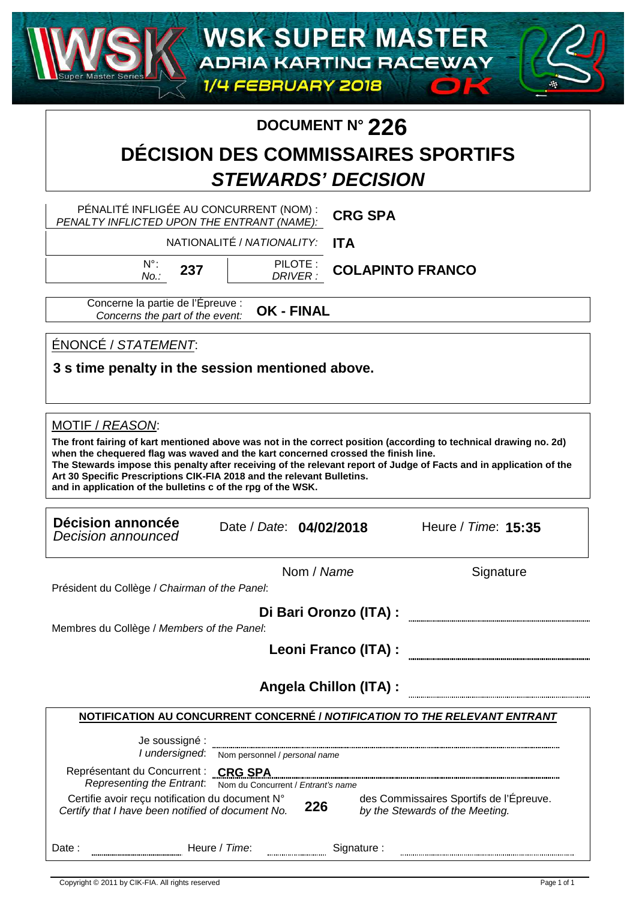WSK SUPER MASTER
ADRIA KARTING RACEWAY
1/4 FEBRUARY 2018

# DOCUMENT N° 226

# DÉCISION DES COMMISSAIRES SPORTIFS
## *STEWARDS' DECISION*

| | |
|---|---|
| PÉNALITÉ INFLIGÉE AU CONCURRENT (NOM) : *PENALTY INFLICTED UPON THE ENTRANT (NAME):* | **CRG SPA** |
| NATIONALITÉ / *NATIONALITY:* | **ITA** |
| N°: *No.:* **237** — PILOTE : *DRIVER :* | **COLAPINTO FRANCO** |

Concerne la partie de l'Épreuve : *Concerns the part of the event:* **OK - FINAL**

ÉNONCÉ / *STATEMENT*:

**3 s time penalty in the session mentioned above.**

MOTIF / *REASON*:

**The front fairing of kart mentioned above was not in the correct position (according to technical drawing no. 2d) when the chequered flag was waved and the kart concerned crossed the finish line.**
**The Stewards impose this penalty after receiving of the relevant report of Judge of Facts and in application of the Art 30 Specific Prescriptions CIK-FIA 2018 and the relevant Bulletins.**
**and in application of the bulletins c of the rpg of the WSK.**

**Décision annoncée** *Decision announced* — Date / *Date*: **04/02/2018** — Heure / *Time*: **15:35**

| | Nom / *Name* | Signature |
|---|---|---|
| Président du Collège / *Chairman of the Panel*: | **Di Bari Oronzo (ITA) :** | |
| Membres du Collège / *Members of the Panel*: | **Leoni Franco (ITA) :** | |
| | **Angela Chillon (ITA) :** | |

**NOTIFICATION AU CONCURRENT CONCERNÉ / *NOTIFICATION TO THE RELEVANT ENTRANT***

Je soussigné : *I undersigned*: ______________ Nom personnel / *personal name*

Représentant du Concurrent : *Representing the Entrant*: **CRG SPA** Nom du Concurrent / *Entrant's name*

Certifie avoir reçu notification du document N° *Certify that I have been notified of document No.* **226** des Commissaires Sportifs de l'Épreuve. *by the Stewards of the Meeting.*

Date : ______ Heure / *Time*: ______ Signature : ______

Copyright © 2011 by CIK-FIA. All rights reserved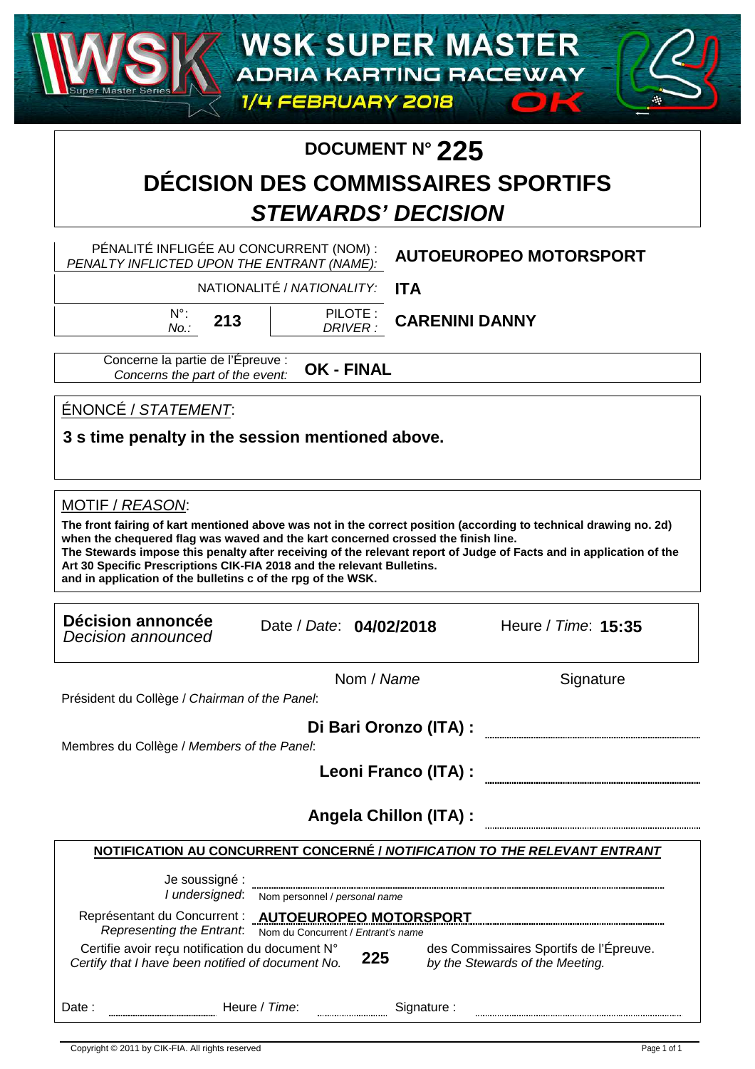WSK SUPER MASTER
ADRIA KARTING RACEWAY
1/4 FEBRUARY 2018
OK

# DOCUMENT N° 225

## DÉCISION DES COMMISSAIRES SPORTIFS
## *STEWARDS' DECISION*

| | |
|---|---|
| PÉNALITÉ INFLIGÉE AU CONCURRENT (NOM) : *PENALTY INFLICTED UPON THE ENTRANT (NAME):* | **AUTOEUROPEO MOTORSPORT** |
| NATIONALITÉ / *NATIONALITY:* | **ITA** |
| N°: *No.:* **213** — PILOTE : *DRIVER :* | **CARENINI DANNY** |

Concerne la partie de l'Épreuve : *Concerns the part of the event:* **OK - FINAL**

ÉNONCÉ / *STATEMENT*:

**3 s time penalty in the session mentioned above.**

MOTIF / *REASON*:

**The front fairing of kart mentioned above was not in the correct position (according to technical drawing no. 2d) when the chequered flag was waved and the kart concerned crossed the finish line.**
**The Stewards impose this penalty after receiving of the relevant report of Judge of Facts and in application of the Art 30 Specific Prescriptions CIK-FIA 2018 and the relevant Bulletins.**
**and in application of the bulletins c of the rpg of the WSK.**

| **Décision annoncée** *Decision announced* | Date / *Date*: **04/02/2018** | Heure / *Time*: **15:35** |
|---|---|---|

| | Nom / *Name* | Signature |
|---|---|---|
| Président du Collège / *Chairman of the Panel*: | **Di Bari Oronzo (ITA) :** | |
| Membres du Collège / *Members of the Panel*: | **Leoni Franco (ITA) :** | |
| | **Angela Chillon (ITA) :** | |

**NOTIFICATION AU CONCURRENT CONCERNÉ / *NOTIFICATION TO THE RELEVANT ENTRANT***

Je soussigné : *I undersigned*: ............................ Nom personnel / *personal name*

Représentant du Concurrent : *Representing the Entrant*: **AUTOEUROPEO MOTORSPORT** Nom du Concurrent / *Entrant's name*

Certifie avoir reçu notification du document N° *Certify that I have been notified of document No.* **225** des Commissaires Sportifs de l'Épreuve. *by the Stewards of the Meeting.*

Date : ............ Heure / *Time*: ............ Signature : ............

Copyright © 2011 by CIK-FIA. All rights reserved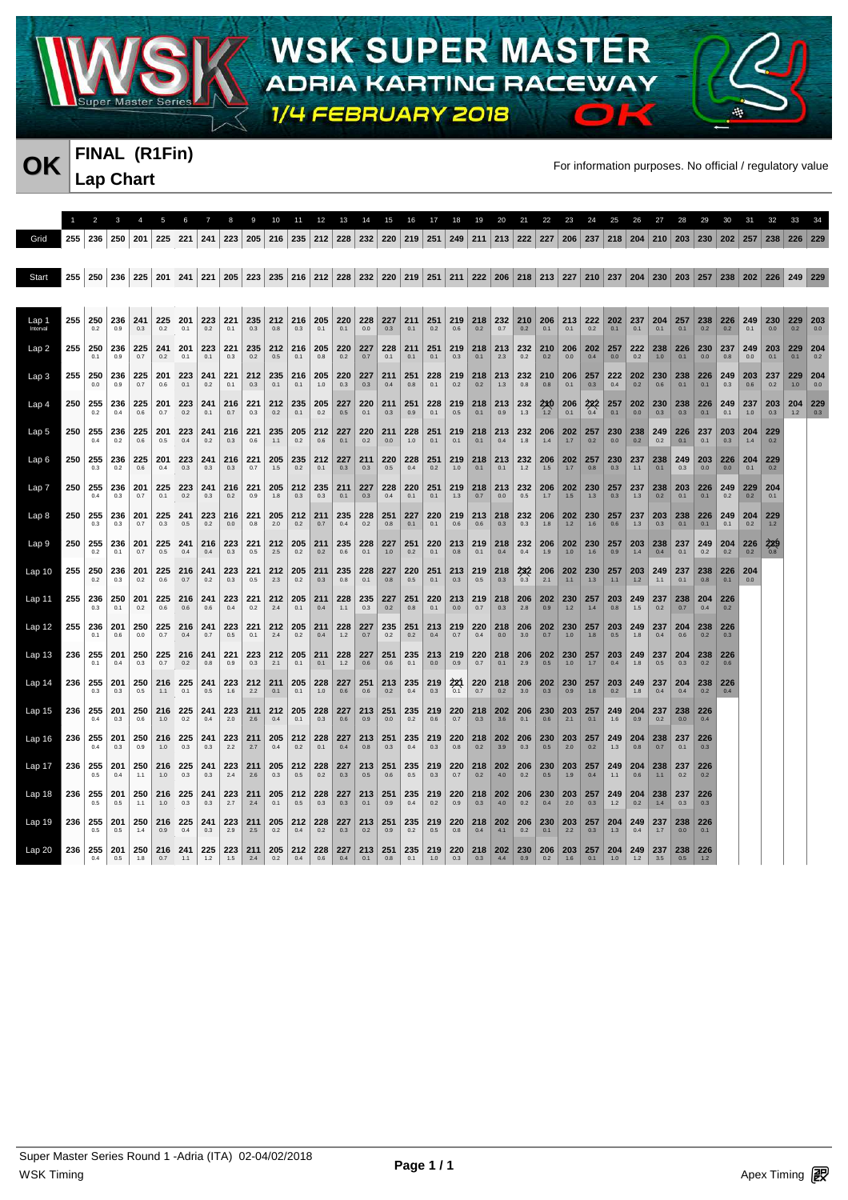# WSK SUPER MASTER
## ADRIA KARTING RACEWAY
## 1/4 FEBRUARY 2018

**OK** **FINAL (R1Fin)**
**Lap Chart**

For information purposes. No official / regulatory value

| | 1 | 2 | 3 | 4 | 5 | 6 | 7 | 8 | 9 | 10 | 11 | 12 | 13 | 14 | 15 | 16 | 17 | 18 | 19 | 20 | 21 | 22 | 23 | 24 | 25 | 26 | 27 | 28 | 29 | 30 | 31 | 32 | 33 | 34 |
|---|---|---|---|---|---|---|---|---|---|---|---|---|---|---|---|---|---|---|---|---|---|---|---|---|---|---|---|---|---|---|---|---|---|---|
| Grid | 255 | 236 | 250 | 201 | 225 | 221 | 241 | 223 | 205 | 216 | 235 | 212 | 228 | 232 | 220 | 219 | 251 | 249 | 211 | 213 | 222 | 227 | 206 | 237 | 218 | 204 | 210 | 203 | 230 | 202 | 257 | 238 | 226 | 229 |
| Start | 255 | 250 | 236 | 225 | 201 | 241 | 221 | 205 | 223 | 235 | 216 | 212 | 228 | 232 | 220 | 219 | 251 | 211 | 222 | 206 | 218 | 213 | 227 | 210 | 237 | 204 | 230 | 203 | 257 | 238 | 202 | 226 | 249 | 229 |
| Lap 1 | 255 | 250 | 236 | 241 | 225 | 201 | 223 | 221 | 235 | 212 | 216 | 205 | 220 | 228 | 227 | 211 | 251 | 219 | 218 | 232 | 210 | 206 | 213 | 222 | 202 | 237 | 204 | 257 | 238 | 226 | 249 | 230 | 229 | 203 |
| Interval | | 0.2 | 0.9 | 0.3 | 0.2 | 0.1 | 0.2 | 0.1 | 0.3 | 0.8 | 0.3 | 0.1 | 0.1 | 0.0 | 0.3 | 0.1 | 0.2 | 0.6 | 0.2 | 0.7 | 0.2 | 0.1 | 0.1 | 0.2 | 0.1 | 0.1 | 0.1 | 0.1 | 0.2 | 0.2 | 0.1 | 0.0 | 0.2 | 0.0 |
| Lap 2 | 255 | 250 | 236 | 225 | 241 | 201 | 223 | 221 | 235 | 212 | 216 | 205 | 220 | 227 | 228 | 211 | 251 | 219 | 218 | 213 | 232 | 210 | 206 | 202 | 257 | 222 | 238 | 226 | 230 | 237 | 249 | 203 | 229 | 204 |
| | | 0.1 | 0.9 | 0.7 | 0.2 | 0.1 | 0.1 | 0.3 | 0.2 | 0.5 | 0.1 | 0.8 | 0.2 | 0.7 | 0.1 | 0.1 | 0.1 | 0.3 | 0.1 | 2.3 | 0.2 | 0.2 | 0.0 | 0.4 | 0.0 | 0.2 | 1.0 | 0.1 | 0.0 | 0.8 | 0.0 | 0.1 | 0.1 | 0.2 |
| Lap 3 | 255 | 250 | 236 | 225 | 201 | 223 | 241 | 221 | 212 | 235 | 216 | 205 | 220 | 227 | 211 | 251 | 228 | 219 | 218 | 213 | 232 | 210 | 206 | 257 | 222 | 202 | 230 | 238 | 226 | 249 | 203 | 237 | 229 | 204 |
| | | 0.0 | 0.9 | 0.7 | 0.6 | 0.1 | 0.2 | 0.1 | 0.3 | 0.1 | 0.1 | 1.0 | 0.3 | 0.3 | 0.4 | 0.8 | 0.1 | 0.2 | 0.2 | 1.3 | 0.8 | 0.8 | 0.1 | 0.3 | 0.4 | 0.2 | 0.6 | 0.1 | 0.1 | 0.3 | 0.6 | 0.2 | 1.0 | 0.0 |
| Lap 4 | 250 | 255 | 236 | 225 | 201 | 223 | 241 | 216 | 221 | 212 | 235 | 205 | 227 | 220 | 211 | 251 | 228 | 219 | 218 | 213 | 232 | 210 | 206 | 222 | 257 | 202 | 230 | 238 | 226 | 249 | 237 | 203 | 204 | 229 |
| | | 0.2 | 0.4 | 0.6 | 0.7 | 0.2 | 0.1 | 0.7 | 0.3 | 0.2 | 0.1 | 0.2 | 0.5 | 0.1 | 0.3 | 0.9 | 0.1 | 0.5 | 0.1 | 0.9 | 1.3 | 1.2 | 0.1 | 0.4 | 0.1 | 0.0 | 0.3 | 0.3 | 0.1 | 0.1 | 1.0 | 0.3 | 1.2 | 0.3 |
| Lap 5 | 250 | 255 | 236 | 225 | 201 | 223 | 241 | 216 | 221 | 235 | 205 | 212 | 227 | 220 | 211 | 228 | 251 | 219 | 218 | 213 | 232 | 206 | 202 | 257 | 230 | 238 | 249 | 226 | 237 | 203 | 204 | 229 | | |
| | | 0.4 | 0.2 | 0.6 | 0.5 | 0.4 | 0.2 | 0.3 | 0.6 | 1.1 | 0.2 | 0.6 | 0.1 | 0.2 | 0.0 | 1.0 | 0.1 | 0.1 | 0.1 | 0.4 | 1.8 | 1.4 | 1.7 | 0.2 | 0.0 | 0.2 | 0.2 | 0.1 | 0.1 | 0.3 | 1.4 | 0.2 | | |
| Lap 6 | 250 | 255 | 236 | 225 | 201 | 223 | 241 | 216 | 221 | 205 | 235 | 212 | 227 | 211 | 220 | 228 | 251 | 219 | 218 | 213 | 232 | 206 | 202 | 257 | 230 | 237 | 238 | 249 | 203 | 226 | 204 | 229 | | |
| | | 0.3 | 0.2 | 0.6 | 0.4 | 0.3 | 0.3 | 0.3 | 0.7 | 1.5 | 0.2 | 0.1 | 0.3 | 0.3 | 0.5 | 0.4 | 0.2 | 1.0 | 0.1 | 0.1 | 1.2 | 1.5 | 1.7 | 0.8 | 0.3 | 1.1 | 0.1 | 0.3 | 0.0 | 0.0 | 0.1 | 0.2 | | |
| Lap 7 | 250 | 255 | 236 | 201 | 225 | 223 | 241 | 216 | 221 | 205 | 212 | 235 | 211 | 227 | 228 | 220 | 251 | 219 | 218 | 213 | 232 | 206 | 202 | 230 | 257 | 237 | 238 | 203 | 226 | 249 | 229 | 204 | | |
| | | 0.4 | 0.3 | 0.7 | 0.1 | 0.2 | 0.3 | 0.2 | 0.9 | 1.8 | 0.3 | 0.3 | 0.1 | 0.4 | 0.1 | 0.1 | 0.1 | 1.3 | 0.7 | 0.0 | 0.5 | 1.7 | 1.5 | 1.3 | 0.3 | 1.3 | 0.2 | 0.1 | 0.1 | 0.2 | 0.2 | 0.1 | | |
| Lap 8 | 250 | 255 | 236 | 201 | 225 | 241 | 223 | 216 | 221 | 205 | 212 | 211 | 235 | 228 | 251 | 227 | 220 | 219 | 213 | 218 | 232 | 206 | 202 | 230 | 257 | 237 | 203 | 238 | 226 | 249 | 204 | 229 | | |
| | | 0.3 | 0.3 | 0.7 | 0.3 | 0.5 | 0.2 | 0.0 | 0.8 | 2.0 | 0.2 | 0.7 | 0.4 | 0.2 | 0.8 | 0.1 | 0.1 | 0.6 | 0.6 | 0.3 | 0.3 | 1.8 | 1.2 | 1.6 | 0.6 | 1.3 | 0.3 | 0.1 | 0.1 | 0.1 | 0.2 | 1.2 | | |
| Lap 9 | 250 | 255 | 236 | 201 | 225 | 241 | 216 | 223 | 221 | 212 | 205 | 211 | 235 | 228 | 227 | 251 | 220 | 213 | 219 | 218 | 232 | 206 | 202 | 230 | 257 | 203 | 238 | 237 | 249 | 204 | 226 | 229 | | |
| | | 0.2 | 0.1 | 0.7 | 0.5 | 0.4 | 0.4 | 0.3 | 0.5 | 2.5 | 0.2 | 0.2 | 0.6 | 0.1 | 1.0 | 0.2 | 0.1 | 0.8 | 0.1 | 0.4 | 0.4 | 1.9 | 1.0 | 1.6 | 0.9 | 1.4 | 0.4 | 0.1 | 0.2 | 0.2 | 0.2 | 0.8 | | |
| Lap 10 | 255 | 250 | 236 | 201 | 225 | 216 | 241 | 223 | 221 | 212 | 205 | 211 | 235 | 228 | 227 | 220 | 251 | 213 | 219 | 218 | 232 | 206 | 202 | 230 | 257 | 203 | 249 | 237 | 238 | 226 | 204 | | | |
| | | 0.2 | 0.3 | 0.2 | 0.6 | 0.7 | 0.2 | 0.3 | 0.5 | 2.3 | 0.2 | 0.3 | 0.8 | 0.1 | 0.8 | 0.5 | 0.1 | 0.3 | 0.5 | 0.3 | 0.3 | 2.1 | 1.1 | 1.3 | 1.1 | 1.2 | 1.1 | 0.1 | 0.8 | 0.1 | 0.0 | | | |
| Lap 11 | 255 | 236 | 250 | 201 | 225 | 216 | 241 | 223 | 221 | 212 | 205 | 211 | 228 | 235 | 227 | 251 | 220 | 213 | 219 | 218 | 206 | 202 | 230 | 257 | 203 | 249 | 237 | 238 | 204 | 226 | | | | |
| | | 0.3 | 0.1 | 0.2 | 0.6 | 0.6 | 0.6 | 0.4 | 0.2 | 2.4 | 0.1 | 0.4 | 1.1 | 0.3 | 0.2 | 0.8 | 0.1 | 0.0 | 0.7 | 0.3 | 2.8 | 0.9 | 1.2 | 1.4 | 0.8 | 1.5 | 0.2 | 0.7 | 0.4 | 0.2 | | | | |
| Lap 12 | 255 | 236 | 201 | 250 | 225 | 216 | 241 | 223 | 221 | 212 | 205 | 211 | 228 | 227 | 235 | 251 | 213 | 219 | 220 | 218 | 206 | 202 | 230 | 257 | 203 | 249 | 237 | 204 | 238 | 226 | | | | |
| | | 0.1 | 0.6 | 0.0 | 0.7 | 0.4 | 0.7 | 0.5 | 0.1 | 2.4 | 0.2 | 0.4 | 1.2 | 0.7 | 0.2 | 0.2 | 0.4 | 0.7 | 0.4 | 0.0 | 3.0 | 0.7 | 1.0 | 1.8 | 0.5 | 1.8 | 0.4 | 0.6 | 0.2 | 0.3 | | | | |
| Lap 13 | 236 | 255 | 201 | 250 | 225 | 216 | 241 | 221 | 223 | 212 | 205 | 211 | 228 | 227 | 251 | 235 | 213 | 219 | 220 | 218 | 206 | 202 | 230 | 257 | 203 | 249 | 237 | 204 | 238 | 226 | | | | |
| | | 0.1 | 0.4 | 0.3 | 0.7 | 0.2 | 0.8 | 0.9 | 0.3 | 2.1 | 0.1 | 0.1 | 1.2 | 0.6 | 0.6 | 0.1 | 0.0 | 0.9 | 0.7 | 0.1 | 2.9 | 0.5 | 1.0 | 1.7 | 0.4 | 1.8 | 0.5 | 0.3 | 0.2 | 0.6 | | | | |
| Lap 14 | 236 | 255 | 201 | 250 | 216 | 225 | 241 | 223 | 212 | 211 | 205 | 228 | 227 | 251 | 213 | 235 | 219 | 221 | 220 | 218 | 206 | 202 | 230 | 257 | 203 | 249 | 237 | 204 | 238 | 226 | | | | |
| | | 0.3 | 0.3 | 0.5 | 1.1 | 0.1 | 0.5 | 1.6 | 2.2 | 0.1 | 0.1 | 1.0 | 0.6 | 0.6 | 0.2 | 0.4 | 0.3 | 0.1 | 0.7 | 0.2 | 3.0 | 0.3 | 0.9 | 1.8 | 0.2 | 1.8 | 0.4 | 0.4 | 0.2 | 0.4 | | | | |
| Lap 15 | 236 | 255 | 201 | 250 | 216 | 225 | 241 | 223 | 211 | 212 | 205 | 228 | 227 | 213 | 251 | 235 | 219 | 220 | 218 | 202 | 206 | 230 | 203 | 257 | 249 | 204 | 237 | 238 | 226 | | | | | |
| | | 0.4 | 0.3 | 0.6 | 1.0 | 0.2 | 0.4 | 2.0 | 2.6 | 0.4 | 0.1 | 0.3 | 0.6 | 0.9 | 0.0 | 0.2 | 0.6 | 0.7 | 0.3 | 3.6 | 0.1 | 0.6 | 2.1 | 0.1 | 1.6 | 0.9 | 0.2 | 0.0 | 0.4 | | | | | |
| Lap 16 | 236 | 255 | 201 | 250 | 216 | 225 | 241 | 223 | 211 | 205 | 212 | 228 | 227 | 213 | 251 | 235 | 219 | 220 | 218 | 202 | 206 | 230 | 203 | 257 | 249 | 204 | 238 | 237 | 226 | | | | | |
| | | 0.4 | 0.3 | 0.9 | 1.0 | 0.3 | 0.3 | 2.2 | 2.7 | 0.4 | 0.2 | 0.1 | 0.4 | 0.8 | 0.3 | 0.4 | 0.3 | 0.8 | 0.2 | 3.9 | 0.3 | 0.5 | 2.0 | 0.2 | 1.3 | 0.8 | 0.7 | 0.1 | 0.3 | | | | | |
| Lap 17 | 236 | 255 | 201 | 250 | 216 | 225 | 241 | 223 | 211 | 205 | 212 | 228 | 227 | 213 | 251 | 235 | 219 | 220 | 218 | 202 | 206 | 230 | 203 | 257 | 249 | 204 | 238 | 237 | 226 | | | | | |
| | | 0.5 | 0.4 | 1.1 | 1.0 | 0.3 | 0.3 | 2.4 | 2.6 | 0.3 | 0.5 | 0.2 | 0.3 | 0.5 | 0.6 | 0.5 | 0.3 | 0.7 | 0.2 | 4.0 | 0.2 | 0.5 | 1.9 | 0.4 | 1.1 | 0.6 | 1.1 | 0.2 | 0.2 | | | | | |
| Lap 18 | 236 | 255 | 201 | 250 | 216 | 225 | 241 | 223 | 211 | 205 | 212 | 228 | 227 | 213 | 251 | 235 | 219 | 220 | 218 | 202 | 206 | 230 | 203 | 257 | 249 | 204 | 238 | 237 | 226 | | | | | |
| | | 0.5 | 0.5 | 1.1 | 1.0 | 0.3 | 0.3 | 2.7 | 2.4 | 0.1 | 0.5 | 0.3 | 0.3 | 0.1 | 0.9 | 0.4 | 0.2 | 0.9 | 0.3 | 4.0 | 0.2 | 0.4 | 2.0 | 0.3 | 1.2 | 0.2 | 1.4 | 0.3 | 0.3 | | | | | |
| Lap 19 | 236 | 255 | 201 | 250 | 216 | 225 | 241 | 223 | 211 | 205 | 212 | 228 | 227 | 213 | 251 | 235 | 219 | 220 | 218 | 202 | 206 | 230 | 203 | 257 | 204 | 249 | 237 | 238 | 226 | | | | | |
| | | 0.5 | 0.5 | 1.4 | 0.9 | 0.4 | 0.3 | 2.9 | 2.5 | 0.2 | 0.4 | 0.2 | 0.3 | 0.2 | 0.9 | 0.2 | 0.5 | 0.8 | 0.4 | 4.1 | 0.2 | 0.1 | 2.2 | 0.3 | 1.3 | 0.4 | 1.7 | 0.0 | 0.1 | | | | | |
| Lap 20 | 236 | 255 | 201 | 250 | 216 | 241 | 225 | 223 | 211 | 205 | 212 | 228 | 227 | 213 | 251 | 235 | 219 | 220 | 218 | 202 | 230 | 206 | 203 | 257 | 204 | 249 | 237 | 238 | 226 | | | | | |
| | | 0.4 | 0.1 | 0.5 | 1.8 | 0.7 | 1.1 | 1.2 | 1.5 | 2.4 | 0.2 | 0.4 | 0.6 | 0.4 | 0.1 | 0.8 | 0.1 | 1.0 | 0.3 | 0.3 | 4.4 | 0.9 | 0.2 | 1.6 | 0.1 | 1.0 | 1.2 | 3.5 | 0.5 | 1.2 | | | | | |

Super Master Series Round 1 -Adria (ITA) 02-04/02/2018
WSK Timing

Apex Timing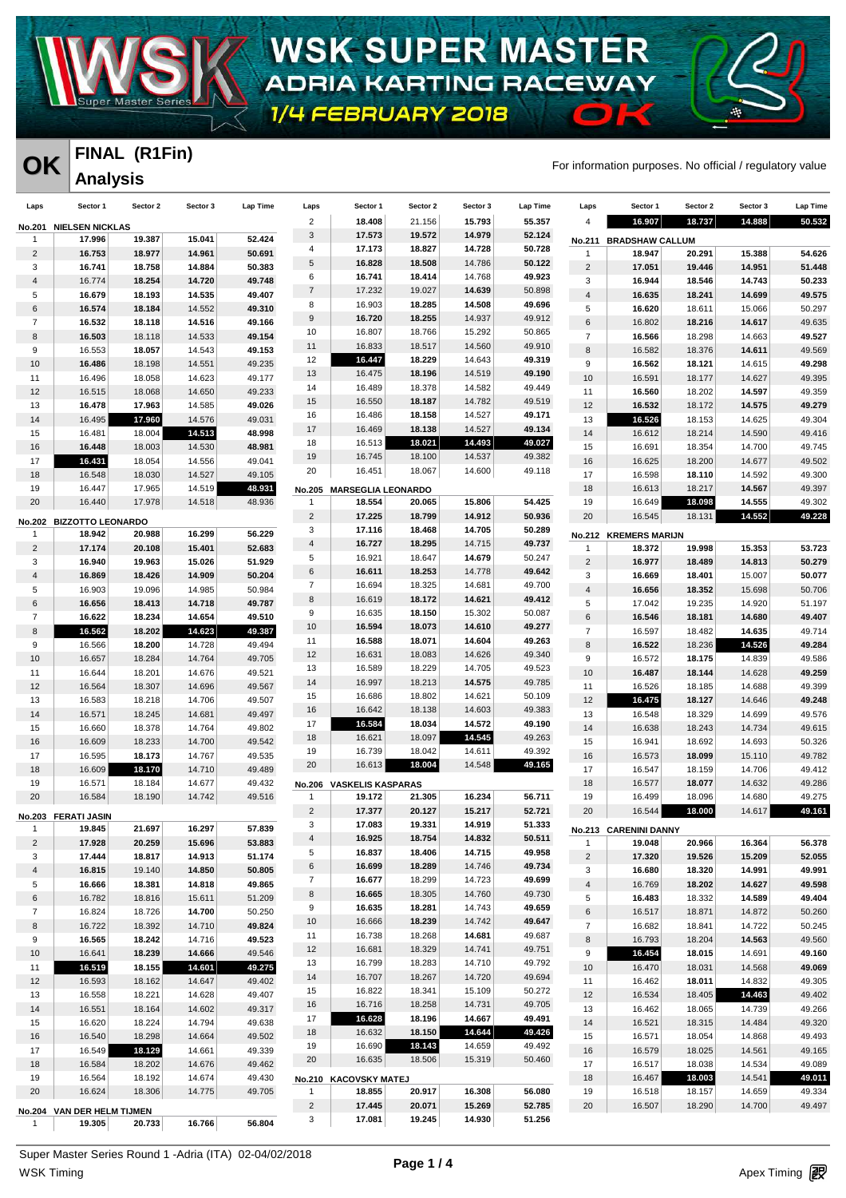# WSK SUPER MASTER
## ADRIA KARTING RACEWAY
### 1/4 FEBRUARY 2018

**OK**

## FINAL (R1Fin)
## Analysis

For information purposes. No official / regulatory value

### No.201 NIELSEN NICKLAS

| Laps | Sector 1 | Sector 2 | Sector 3 | Lap Time |
|---|---|---|---|---|
| 1 | 17.996 | 19.387 | 15.041 | 52.424 |
| 2 | 16.753 | 18.977 | 14.961 | 50.691 |
| 3 | 16.741 | 18.758 | 14.884 | 50.383 |
| 4 | 16.774 | 18.254 | 14.720 | 49.748 |
| 5 | 16.679 | 18.193 | 14.535 | 49.407 |
| 6 | 16.574 | 18.184 | 14.552 | 49.310 |
| 7 | 16.532 | 18.118 | 14.516 | 49.166 |
| 8 | 16.503 | 18.118 | 14.533 | 49.154 |
| 9 | 16.553 | 18.057 | 14.543 | 49.153 |
| 10 | 16.486 | 18.198 | 14.551 | 49.235 |
| 11 | 16.496 | 18.058 | 14.623 | 49.177 |
| 12 | 16.515 | 18.068 | 14.650 | 49.233 |
| 13 | 16.478 | 17.963 | 14.585 | 49.026 |
| 14 | 16.495 | 17.960 | 14.576 | 49.031 |
| 15 | 16.481 | 18.004 | 14.513 | 48.998 |
| 16 | 16.448 | 18.003 | 14.530 | 48.981 |
| 17 | 16.431 | 18.054 | 14.556 | 49.041 |
| 18 | 16.548 | 18.030 | 14.527 | 49.105 |
| 19 | 16.447 | 17.965 | 14.519 | 48.931 |
| 20 | 16.440 | 17.978 | 14.518 | 48.936 |

### No.202 BIZZOTTO LEONARDO

| Laps | Sector 1 | Sector 2 | Sector 3 | Lap Time |
|---|---|---|---|---|
| 1 | 18.942 | 20.988 | 16.299 | 56.229 |
| 2 | 17.174 | 20.108 | 15.401 | 52.683 |
| 3 | 16.940 | 19.963 | 15.026 | 51.929 |
| 4 | 16.869 | 18.426 | 14.909 | 50.204 |
| 5 | 16.903 | 19.096 | 14.985 | 50.984 |
| 6 | 16.656 | 18.413 | 14.718 | 49.787 |
| 7 | 16.622 | 18.234 | 14.654 | 49.510 |
| 8 | 16.562 | 18.202 | 14.623 | 49.387 |
| 9 | 16.566 | 18.200 | 14.728 | 49.494 |
| 10 | 16.657 | 18.284 | 14.764 | 49.705 |
| 11 | 16.644 | 18.201 | 14.676 | 49.521 |
| 12 | 16.564 | 18.307 | 14.696 | 49.567 |
| 13 | 16.583 | 18.218 | 14.706 | 49.507 |
| 14 | 16.571 | 18.245 | 14.681 | 49.497 |
| 15 | 16.660 | 18.378 | 14.764 | 49.802 |
| 16 | 16.609 | 18.233 | 14.700 | 49.542 |
| 17 | 16.595 | 18.173 | 14.767 | 49.535 |
| 18 | 16.609 | 18.170 | 14.710 | 49.489 |
| 19 | 16.571 | 18.184 | 14.677 | 49.432 |
| 20 | 16.584 | 18.190 | 14.742 | 49.516 |

### No.203 FERATI JASIN

| Laps | Sector 1 | Sector 2 | Sector 3 | Lap Time |
|---|---|---|---|---|
| 1 | 19.845 | 21.697 | 16.297 | 57.839 |
| 2 | 17.928 | 20.259 | 15.696 | 53.883 |
| 3 | 17.444 | 18.817 | 14.913 | 51.174 |
| 4 | 16.815 | 19.140 | 14.850 | 50.805 |
| 5 | 16.666 | 18.381 | 14.818 | 49.865 |
| 6 | 16.782 | 18.816 | 15.611 | 51.209 |
| 7 | 16.824 | 18.726 | 14.700 | 50.250 |
| 8 | 16.722 | 18.392 | 14.710 | 49.824 |
| 9 | 16.565 | 18.242 | 14.716 | 49.523 |
| 10 | 16.641 | 18.239 | 14.666 | 49.546 |
| 11 | 16.519 | 18.155 | 14.601 | 49.275 |
| 12 | 16.593 | 18.162 | 14.647 | 49.402 |
| 13 | 16.558 | 18.221 | 14.628 | 49.407 |
| 14 | 16.551 | 18.164 | 14.602 | 49.317 |
| 15 | 16.620 | 18.224 | 14.794 | 49.638 |
| 16 | 16.540 | 18.298 | 14.664 | 49.502 |
| 17 | 16.549 | 18.129 | 14.661 | 49.339 |
| 18 | 16.584 | 18.202 | 14.676 | 49.462 |
| 19 | 16.564 | 18.192 | 14.674 | 49.430 |
| 20 | 16.624 | 18.306 | 14.775 | 49.705 |

### No.204 VAN DER HELM TIJMEN

| Laps | Sector 1 | Sector 2 | Sector 3 | Lap Time |
|---|---|---|---|---|
| 1 | 19.305 | 20.733 | 16.766 | 56.804 |
| 2 | 18.408 | 21.156 | 15.793 | 55.357 |
| 3 | 17.573 | 19.572 | 14.979 | 52.124 |
| 4 | 17.173 | 18.827 | 14.728 | 50.728 |
| 5 | 16.828 | 18.508 | 14.786 | 50.122 |
| 6 | 16.741 | 18.414 | 14.768 | 49.923 |
| 7 | 17.232 | 19.027 | 14.639 | 50.898 |
| 8 | 16.903 | 18.285 | 14.508 | 49.696 |
| 9 | 16.720 | 18.255 | 14.937 | 49.912 |
| 10 | 16.807 | 18.766 | 15.292 | 50.865 |
| 11 | 16.833 | 18.517 | 14.560 | 49.910 |
| 12 | 16.447 | 18.229 | 14.643 | 49.319 |
| 13 | 16.475 | 18.196 | 14.519 | 49.190 |
| 14 | 16.489 | 18.378 | 14.582 | 49.449 |
| 15 | 16.550 | 18.187 | 14.782 | 49.519 |
| 16 | 16.486 | 18.158 | 14.527 | 49.171 |
| 17 | 16.469 | 18.138 | 14.527 | 49.134 |
| 18 | 16.513 | 18.021 | 14.493 | 49.027 |
| 19 | 16.745 | 18.100 | 14.537 | 49.382 |
| 20 | 16.451 | 18.067 | 14.600 | 49.118 |

### No.205 MARSEGLIA LEONARDO

| Laps | Sector 1 | Sector 2 | Sector 3 | Lap Time |
|---|---|---|---|---|
| 1 | 18.554 | 20.065 | 15.806 | 54.425 |
| 2 | 17.225 | 18.799 | 14.912 | 50.936 |
| 3 | 17.116 | 18.468 | 14.705 | 50.289 |
| 4 | 16.727 | 18.295 | 14.715 | 49.737 |
| 5 | 16.921 | 18.647 | 14.679 | 50.247 |
| 6 | 16.611 | 18.253 | 14.778 | 49.642 |
| 7 | 16.694 | 18.325 | 14.681 | 49.700 |
| 8 | 16.619 | 18.172 | 14.621 | 49.412 |
| 9 | 16.635 | 18.150 | 15.302 | 50.087 |
| 10 | 16.594 | 18.073 | 14.610 | 49.277 |
| 11 | 16.588 | 18.071 | 14.604 | 49.263 |
| 12 | 16.631 | 18.083 | 14.626 | 49.340 |
| 13 | 16.589 | 18.229 | 14.705 | 49.523 |
| 14 | 16.997 | 18.213 | 14.575 | 49.785 |
| 15 | 16.686 | 18.802 | 14.621 | 50.109 |
| 16 | 16.642 | 18.138 | 14.603 | 49.383 |
| 17 | 16.584 | 18.034 | 14.572 | 49.190 |
| 18 | 16.621 | 18.097 | 14.545 | 49.263 |
| 19 | 16.739 | 18.042 | 14.611 | 49.392 |
| 20 | 16.613 | 18.004 | 14.548 | 49.165 |

### No.206 VASKELIS KASPARAS

| Laps | Sector 1 | Sector 2 | Sector 3 | Lap Time |
|---|---|---|---|---|
| 1 | 19.172 | 21.305 | 16.234 | 56.711 |
| 2 | 17.377 | 20.127 | 15.217 | 52.721 |
| 3 | 17.083 | 19.331 | 14.919 | 51.333 |
| 4 | 16.925 | 18.754 | 14.832 | 50.511 |
| 5 | 16.837 | 18.406 | 14.715 | 49.958 |
| 6 | 16.699 | 18.289 | 14.746 | 49.734 |
| 7 | 16.677 | 18.299 | 14.723 | 49.699 |
| 8 | 16.665 | 18.305 | 14.760 | 49.730 |
| 9 | 16.635 | 18.281 | 14.743 | 49.659 |
| 10 | 16.666 | 18.239 | 14.742 | 49.647 |
| 11 | 16.738 | 18.268 | 14.681 | 49.687 |
| 12 | 16.681 | 18.329 | 14.741 | 49.751 |
| 13 | 16.799 | 18.283 | 14.710 | 49.792 |
| 14 | 16.707 | 18.267 | 14.720 | 49.694 |
| 15 | 16.822 | 18.341 | 15.109 | 50.272 |
| 16 | 16.716 | 18.258 | 14.731 | 49.705 |
| 17 | 16.628 | 18.196 | 14.667 | 49.491 |
| 18 | 16.632 | 18.150 | 14.644 | 49.426 |
| 19 | 16.690 | 18.143 | 14.659 | 49.492 |
| 20 | 16.635 | 18.506 | 15.319 | 50.460 |

### No.210 KACOVSKY MATEJ

| Laps | Sector 1 | Sector 2 | Sector 3 | Lap Time |
|---|---|---|---|---|
| 1 | 18.855 | 20.917 | 16.308 | 56.080 |
| 2 | 17.445 | 20.071 | 15.269 | 52.785 |
| 3 | 17.081 | 19.245 | 14.930 | 51.256 |
| 4 | 16.907 | 18.737 | 14.888 | 50.532 |

### No.211 BRADSHAW CALLUM

| Laps | Sector 1 | Sector 2 | Sector 3 | Lap Time |
|---|---|---|---|---|
| 1 | 18.947 | 20.291 | 15.388 | 54.626 |
| 2 | 17.051 | 19.446 | 14.951 | 51.448 |
| 3 | 16.944 | 18.546 | 14.743 | 50.233 |
| 4 | 16.635 | 18.241 | 14.699 | 49.575 |
| 5 | 16.620 | 18.611 | 15.066 | 50.297 |
| 6 | 16.802 | 18.216 | 14.617 | 49.635 |
| 7 | 16.566 | 18.298 | 14.663 | 49.527 |
| 8 | 16.582 | 18.376 | 14.611 | 49.569 |
| 9 | 16.562 | 18.121 | 14.615 | 49.298 |
| 10 | 16.591 | 18.177 | 14.627 | 49.395 |
| 11 | 16.560 | 18.202 | 14.597 | 49.359 |
| 12 | 16.532 | 18.172 | 14.575 | 49.279 |
| 13 | 16.526 | 18.153 | 14.625 | 49.304 |
| 14 | 16.612 | 18.214 | 14.590 | 49.416 |
| 15 | 16.691 | 18.354 | 14.700 | 49.745 |
| 16 | 16.625 | 18.200 | 14.677 | 49.502 |
| 17 | 16.598 | 18.110 | 14.592 | 49.300 |
| 18 | 16.613 | 18.217 | 14.567 | 49.397 |
| 19 | 16.649 | 18.098 | 14.555 | 49.302 |
| 20 | 16.545 | 18.131 | 14.552 | 49.228 |

### No.212 KREMERS MARIJN

| Laps | Sector 1 | Sector 2 | Sector 3 | Lap Time |
|---|---|---|---|---|
| 1 | 18.372 | 19.998 | 15.353 | 53.723 |
| 2 | 16.977 | 18.489 | 14.813 | 50.279 |
| 3 | 16.669 | 18.401 | 15.007 | 50.077 |
| 4 | 16.656 | 18.352 | 15.698 | 50.706 |
| 5 | 17.042 | 19.235 | 14.920 | 51.197 |
| 6 | 16.546 | 18.181 | 14.680 | 49.407 |
| 7 | 16.597 | 18.482 | 14.635 | 49.714 |
| 8 | 16.522 | 18.236 | 14.526 | 49.284 |
| 9 | 16.572 | 18.175 | 14.839 | 49.586 |
| 10 | 16.487 | 18.144 | 14.628 | 49.259 |
| 11 | 16.526 | 18.185 | 14.688 | 49.399 |
| 12 | 16.475 | 18.127 | 14.646 | 49.248 |
| 13 | 16.548 | 18.329 | 14.699 | 49.576 |
| 14 | 16.638 | 18.243 | 14.734 | 49.615 |
| 15 | 16.941 | 18.692 | 14.693 | 50.326 |
| 16 | 16.573 | 18.099 | 15.110 | 49.782 |
| 17 | 16.547 | 18.159 | 14.706 | 49.412 |
| 18 | 16.577 | 18.077 | 14.632 | 49.286 |
| 19 | 16.499 | 18.096 | 14.680 | 49.275 |
| 20 | 16.544 | 18.000 | 14.617 | 49.161 |

### No.213 CARENINI DANNY

| Laps | Sector 1 | Sector 2 | Sector 3 | Lap Time |
|---|---|---|---|---|
| 1 | 19.048 | 20.966 | 16.364 | 56.378 |
| 2 | 17.320 | 19.526 | 15.209 | 52.055 |
| 3 | 16.680 | 18.320 | 14.991 | 49.991 |
| 4 | 16.769 | 18.202 | 14.627 | 49.598 |
| 5 | 16.483 | 18.332 | 14.589 | 49.404 |
| 6 | 16.517 | 18.871 | 14.872 | 50.260 |
| 7 | 16.682 | 18.841 | 14.722 | 50.245 |
| 8 | 16.793 | 18.204 | 14.563 | 49.560 |
| 9 | 16.454 | 18.015 | 14.691 | 49.160 |
| 10 | 16.470 | 18.031 | 14.568 | 49.069 |
| 11 | 16.462 | 18.011 | 14.832 | 49.305 |
| 12 | 16.534 | 18.405 | 14.463 | 49.402 |
| 13 | 16.462 | 18.065 | 14.739 | 49.266 |
| 14 | 16.521 | 18.315 | 14.484 | 49.320 |
| 15 | 16.571 | 18.054 | 14.868 | 49.493 |
| 16 | 16.579 | 18.025 | 14.561 | 49.165 |
| 17 | 16.517 | 18.038 | 14.534 | 49.089 |
| 18 | 16.467 | 18.003 | 14.541 | 49.011 |
| 19 | 16.518 | 18.157 | 14.659 | 49.334 |
| 20 | 16.507 | 18.290 | 14.700 | 49.497 |

Super Master Series Round 1 -Adria (ITA) 02-04/02/2018

WSK Timing

Apex Timing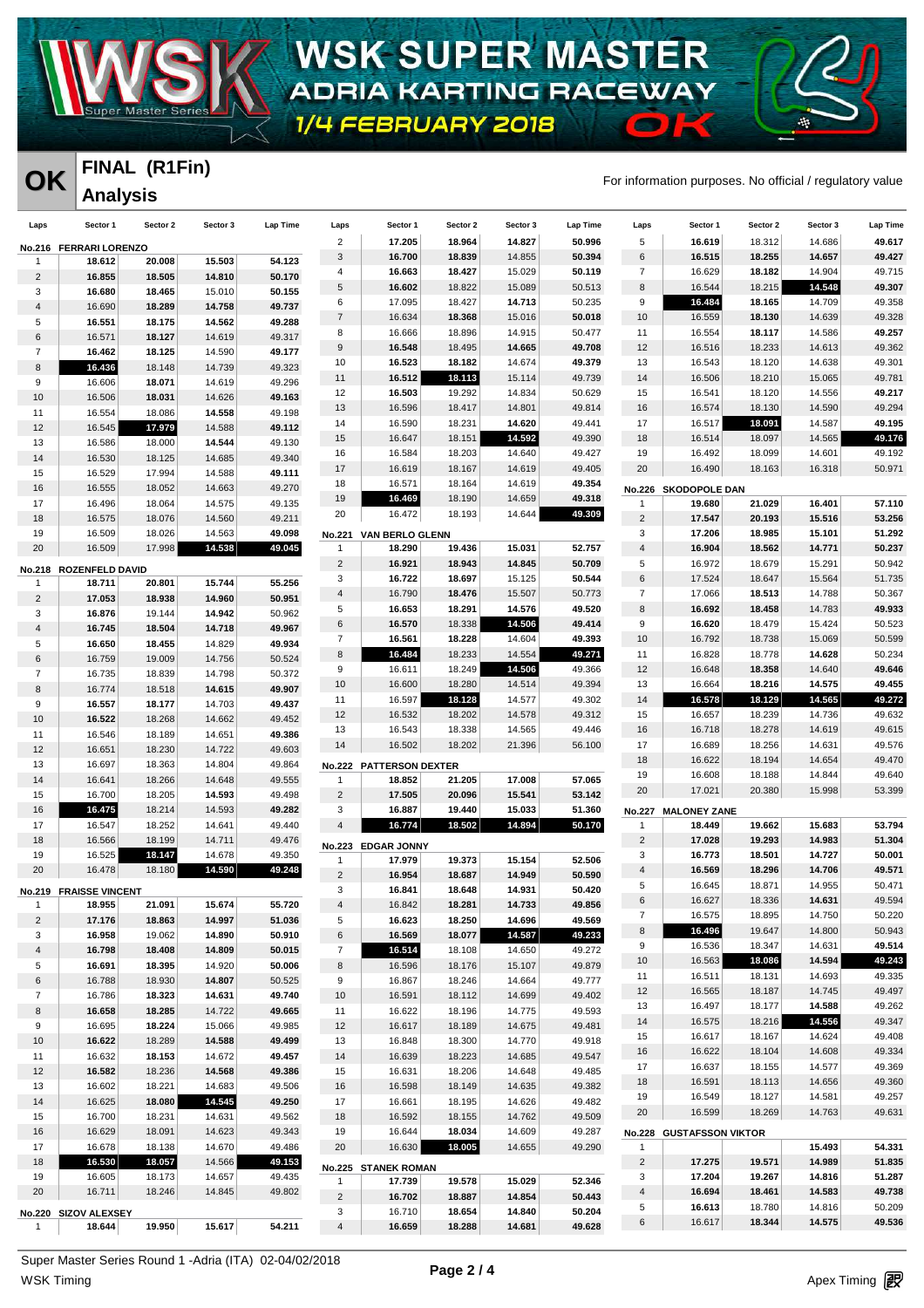# WSK SUPER MASTER

## ADRIA KARTING RACEWAY

### 1/4 FEBRUARY 2018 — OK

**OK** — **FINAL (R1Fin)**

**Analysis**

For information purposes. No official / regulatory value

**No.216 FERRARI LORENZO**

| Laps | Sector 1 | Sector 2 | Sector 3 | Lap Time |
|---|---|---|---|---|
| 1 | 18.612 | 20.008 | 15.503 | 54.123 |
| 2 | 16.855 | 18.505 | 14.810 | 50.170 |
| 3 | 16.680 | 18.465 | 15.010 | 50.155 |
| 4 | 16.690 | 18.289 | 14.758 | 49.737 |
| 5 | 16.551 | 18.175 | 14.562 | 49.288 |
| 6 | 16.571 | 18.127 | 14.619 | 49.317 |
| 7 | 16.462 | 18.125 | 14.590 | 49.177 |
| 8 | 16.436 | 18.148 | 14.739 | 49.323 |
| 9 | 16.606 | 18.071 | 14.619 | 49.296 |
| 10 | 16.506 | 18.031 | 14.626 | 49.163 |
| 11 | 16.554 | 18.086 | 14.558 | 49.198 |
| 12 | 16.545 | 17.979 | 14.588 | 49.112 |
| 13 | 16.586 | 18.000 | 14.544 | 49.130 |
| 14 | 16.530 | 18.125 | 14.685 | 49.340 |
| 15 | 16.529 | 17.994 | 14.588 | 49.111 |
| 16 | 16.555 | 18.052 | 14.663 | 49.270 |
| 17 | 16.496 | 18.064 | 14.575 | 49.135 |
| 18 | 16.575 | 18.076 | 14.560 | 49.211 |
| 19 | 16.509 | 18.026 | 14.563 | 49.098 |
| 20 | 16.509 | 17.998 | 14.538 | 49.045 |

**No.218 ROZENFELD DAVID**

| Laps | Sector 1 | Sector 2 | Sector 3 | Lap Time |
|---|---|---|---|---|
| 1 | 18.711 | 20.801 | 15.744 | 55.256 |
| 2 | 17.053 | 18.938 | 14.960 | 50.951 |
| 3 | 16.876 | 19.144 | 14.942 | 50.962 |
| 4 | 16.745 | 18.504 | 14.718 | 49.967 |
| 5 | 16.650 | 18.455 | 14.829 | 49.934 |
| 6 | 16.759 | 19.009 | 14.756 | 50.524 |
| 7 | 16.735 | 18.839 | 14.798 | 50.372 |
| 8 | 16.774 | 18.518 | 14.615 | 49.907 |
| 9 | 16.557 | 18.177 | 14.703 | 49.437 |
| 10 | 16.522 | 18.268 | 14.662 | 49.452 |
| 11 | 16.546 | 18.189 | 14.651 | 49.386 |
| 12 | 16.651 | 18.230 | 14.722 | 49.603 |
| 13 | 16.697 | 18.363 | 14.804 | 49.864 |
| 14 | 16.641 | 18.266 | 14.648 | 49.555 |
| 15 | 16.700 | 18.205 | 14.593 | 49.498 |
| 16 | 16.475 | 18.214 | 14.593 | 49.282 |
| 17 | 16.547 | 18.252 | 14.641 | 49.440 |
| 18 | 16.566 | 18.199 | 14.711 | 49.476 |
| 19 | 16.525 | 18.147 | 14.678 | 49.350 |
| 20 | 16.478 | 18.180 | 14.590 | 49.248 |

**No.219 FRAISSE VINCENT**

| Laps | Sector 1 | Sector 2 | Sector 3 | Lap Time |
|---|---|---|---|---|
| 1 | 18.955 | 21.091 | 15.674 | 55.720 |
| 2 | 17.176 | 18.863 | 14.997 | 51.036 |
| 3 | 16.958 | 19.062 | 14.890 | 50.910 |
| 4 | 16.798 | 18.408 | 14.809 | 50.015 |
| 5 | 16.691 | 18.395 | 14.920 | 50.006 |
| 6 | 16.788 | 18.930 | 14.807 | 50.525 |
| 7 | 16.786 | 18.323 | 14.631 | 49.740 |
| 8 | 16.658 | 18.285 | 14.722 | 49.665 |
| 9 | 16.695 | 18.224 | 15.066 | 49.985 |
| 10 | 16.622 | 18.289 | 14.588 | 49.499 |
| 11 | 16.632 | 18.153 | 14.672 | 49.457 |
| 12 | 16.582 | 18.236 | 14.568 | 49.386 |
| 13 | 16.602 | 18.221 | 14.683 | 49.506 |
| 14 | 16.625 | 18.080 | 14.545 | 49.250 |
| 15 | 16.700 | 18.231 | 14.631 | 49.562 |
| 16 | 16.629 | 18.091 | 14.623 | 49.343 |
| 17 | 16.678 | 18.138 | 14.670 | 49.486 |
| 18 | 16.530 | 18.057 | 14.566 | 49.153 |
| 19 | 16.605 | 18.173 | 14.657 | 49.435 |
| 20 | 16.711 | 18.246 | 14.845 | 49.802 |

**No.220 SIZOV ALEXSEY**

| Laps | Sector 1 | Sector 2 | Sector 3 | Lap Time |
|---|---|---|---|---|
| 1 | 18.644 | 19.950 | 15.617 | 54.211 |
| 2 | 17.205 | 18.964 | 14.827 | 50.996 |
| 3 | 16.700 | 18.839 | 14.855 | 50.394 |
| 4 | 16.663 | 18.427 | 15.029 | 50.119 |
| 5 | 16.602 | 18.822 | 15.089 | 50.513 |
| 6 | 17.095 | 18.427 | 14.713 | 50.235 |
| 7 | 16.634 | 18.368 | 15.016 | 50.018 |
| 8 | 16.666 | 18.896 | 14.915 | 50.477 |
| 9 | 16.548 | 18.495 | 14.665 | 49.708 |
| 10 | 16.523 | 18.182 | 14.674 | 49.379 |
| 11 | 16.512 | 18.113 | 15.114 | 49.739 |
| 12 | 16.503 | 19.292 | 14.834 | 50.629 |
| 13 | 16.596 | 18.417 | 14.801 | 49.814 |
| 14 | 16.590 | 18.231 | 14.620 | 49.441 |
| 15 | 16.647 | 18.151 | 14.592 | 49.390 |
| 16 | 16.584 | 18.203 | 14.640 | 49.427 |
| 17 | 16.619 | 18.167 | 14.619 | 49.405 |
| 18 | 16.571 | 18.164 | 14.619 | 49.354 |
| 19 | 16.469 | 18.190 | 14.659 | 49.318 |
| 20 | 16.472 | 18.193 | 14.644 | 49.309 |

**No.221 VAN BERLO GLENN**

| Laps | Sector 1 | Sector 2 | Sector 3 | Lap Time |
|---|---|---|---|---|
| 1 | 18.290 | 19.436 | 15.031 | 52.757 |
| 2 | 16.921 | 18.943 | 14.845 | 50.709 |
| 3 | 16.722 | 18.697 | 15.125 | 50.544 |
| 4 | 16.790 | 18.476 | 15.507 | 50.773 |
| 5 | 16.653 | 18.291 | 14.576 | 49.520 |
| 6 | 16.570 | 18.338 | 14.506 | 49.414 |
| 7 | 16.561 | 18.228 | 14.604 | 49.393 |
| 8 | 16.484 | 18.233 | 14.554 | 49.271 |
| 9 | 16.611 | 18.249 | 14.506 | 49.366 |
| 10 | 16.600 | 18.280 | 14.514 | 49.394 |
| 11 | 16.597 | 18.128 | 14.577 | 49.302 |
| 12 | 16.532 | 18.202 | 14.578 | 49.312 |
| 13 | 16.543 | 18.338 | 14.565 | 49.446 |
| 14 | 16.502 | 18.202 | 21.396 | 56.100 |

**No.222 PATTERSON DEXTER**

| Laps | Sector 1 | Sector 2 | Sector 3 | Lap Time |
|---|---|---|---|---|
| 1 | 18.852 | 21.205 | 17.008 | 57.065 |
| 2 | 17.505 | 20.096 | 15.541 | 53.142 |
| 3 | 16.887 | 19.440 | 15.033 | 51.360 |
| 4 | 16.774 | 18.502 | 14.894 | 50.170 |

**No.223 EDGAR JONNY**

| Laps | Sector 1 | Sector 2 | Sector 3 | Lap Time |
|---|---|---|---|---|
| 1 | 17.979 | 19.373 | 15.154 | 52.506 |
| 2 | 16.954 | 18.687 | 14.949 | 50.590 |
| 3 | 16.841 | 18.648 | 14.931 | 50.420 |
| 4 | 16.842 | 18.281 | 14.733 | 49.856 |
| 5 | 16.623 | 18.250 | 14.696 | 49.569 |
| 6 | 16.569 | 18.077 | 14.587 | 49.233 |
| 7 | 16.514 | 18.108 | 14.650 | 49.272 |
| 8 | 16.596 | 18.176 | 15.107 | 49.879 |
| 9 | 16.867 | 18.246 | 14.664 | 49.777 |
| 10 | 16.591 | 18.112 | 14.699 | 49.402 |
| 11 | 16.622 | 18.196 | 14.775 | 49.593 |
| 12 | 16.617 | 18.189 | 14.675 | 49.481 |
| 13 | 16.848 | 18.300 | 14.770 | 49.918 |
| 14 | 16.639 | 18.223 | 14.685 | 49.547 |
| 15 | 16.631 | 18.206 | 14.648 | 49.485 |
| 16 | 16.598 | 18.149 | 14.635 | 49.382 |
| 17 | 16.661 | 18.195 | 14.626 | 49.482 |
| 18 | 16.592 | 18.155 | 14.762 | 49.509 |
| 19 | 16.644 | 18.034 | 14.609 | 49.287 |
| 20 | 16.630 | 18.005 | 14.655 | 49.290 |

**No.225 STANEK ROMAN**

| Laps | Sector 1 | Sector 2 | Sector 3 | Lap Time |
|---|---|---|---|---|
| 1 | 17.739 | 19.578 | 15.029 | 52.346 |
| 2 | 16.702 | 18.887 | 14.854 | 50.443 |
| 3 | 16.710 | 18.654 | 14.840 | 50.204 |
| 4 | 16.659 | 18.288 | 14.681 | 49.628 |
| 5 | 16.619 | 18.312 | 14.686 | 49.617 |
| 6 | 16.515 | 18.255 | 14.657 | 49.427 |
| 7 | 16.629 | 18.182 | 14.904 | 49.715 |
| 8 | 16.544 | 18.215 | 14.548 | 49.307 |
| 9 | 16.484 | 18.165 | 14.709 | 49.358 |
| 10 | 16.559 | 18.130 | 14.639 | 49.328 |
| 11 | 16.554 | 18.117 | 14.586 | 49.257 |
| 12 | 16.516 | 18.233 | 14.613 | 49.362 |
| 13 | 16.543 | 18.120 | 14.638 | 49.301 |
| 14 | 16.506 | 18.210 | 15.065 | 49.781 |
| 15 | 16.541 | 18.120 | 14.556 | 49.217 |
| 16 | 16.574 | 18.130 | 14.590 | 49.294 |
| 17 | 16.517 | 18.091 | 14.587 | 49.195 |
| 18 | 16.514 | 18.097 | 14.565 | 49.176 |
| 19 | 16.492 | 18.099 | 14.601 | 49.192 |
| 20 | 16.490 | 18.163 | 16.318 | 50.971 |

**No.226 SKODOPOLE DAN**

| Laps | Sector 1 | Sector 2 | Sector 3 | Lap Time |
|---|---|---|---|---|
| 1 | 19.680 | 21.029 | 16.401 | 57.110 |
| 2 | 17.547 | 20.193 | 15.516 | 53.256 |
| 3 | 17.206 | 18.985 | 15.101 | 51.292 |
| 4 | 16.904 | 18.562 | 14.771 | 50.237 |
| 5 | 16.972 | 18.679 | 15.291 | 50.942 |
| 6 | 17.524 | 18.647 | 15.564 | 51.735 |
| 7 | 17.066 | 18.513 | 14.788 | 50.367 |
| 8 | 16.692 | 18.458 | 14.783 | 49.933 |
| 9 | 16.620 | 18.479 | 15.424 | 50.523 |
| 10 | 16.792 | 18.738 | 15.069 | 50.599 |
| 11 | 16.828 | 18.778 | 14.628 | 50.234 |
| 12 | 16.648 | 18.358 | 14.640 | 49.646 |
| 13 | 16.664 | 18.216 | 14.575 | 49.455 |
| 14 | 16.578 | 18.129 | 14.565 | 49.272 |
| 15 | 16.657 | 18.239 | 14.736 | 49.632 |
| 16 | 16.718 | 18.278 | 14.619 | 49.615 |
| 17 | 16.689 | 18.256 | 14.631 | 49.576 |
| 18 | 16.622 | 18.194 | 14.654 | 49.470 |
| 19 | 16.608 | 18.188 | 14.844 | 49.640 |
| 20 | 17.021 | 20.380 | 15.998 | 53.399 |

**No.227 MALONEY ZANE**

| Laps | Sector 1 | Sector 2 | Sector 3 | Lap Time |
|---|---|---|---|---|
| 1 | 18.449 | 19.662 | 15.683 | 53.794 |
| 2 | 17.028 | 19.293 | 14.983 | 51.304 |
| 3 | 16.773 | 18.501 | 14.727 | 50.001 |
| 4 | 16.569 | 18.296 | 14.706 | 49.571 |
| 5 | 16.645 | 18.871 | 14.955 | 50.471 |
| 6 | 16.627 | 18.336 | 14.631 | 49.594 |
| 7 | 16.575 | 18.895 | 14.750 | 50.220 |
| 8 | 16.496 | 19.647 | 14.800 | 50.943 |
| 9 | 16.536 | 18.347 | 14.631 | 49.514 |
| 10 | 16.563 | 18.086 | 14.594 | 49.243 |
| 11 | 16.511 | 18.131 | 14.693 | 49.335 |
| 12 | 16.565 | 18.187 | 14.745 | 49.497 |
| 13 | 16.497 | 18.177 | 14.588 | 49.262 |
| 14 | 16.575 | 18.216 | 14.556 | 49.347 |
| 15 | 16.617 | 18.167 | 14.624 | 49.408 |
| 16 | 16.622 | 18.104 | 14.608 | 49.334 |
| 17 | 16.637 | 18.155 | 14.577 | 49.369 |
| 18 | 16.591 | 18.113 | 14.656 | 49.360 |
| 19 | 16.549 | 18.127 | 14.581 | 49.257 |
| 20 | 16.599 | 18.269 | 14.763 | 49.631 |

**No.228 GUSTAFSSON VIKTOR**

| Laps | Sector 1 | Sector 2 | Sector 3 | Lap Time |
|---|---|---|---|---|
| 1 | | | 15.493 | 54.331 |
| 2 | 17.275 | 19.571 | 14.989 | 51.835 |
| 3 | 17.204 | 19.267 | 14.816 | 51.287 |
| 4 | 16.694 | 18.461 | 14.583 | 49.738 |
| 5 | 16.613 | 18.780 | 14.816 | 50.209 |
| 6 | 16.617 | 18.344 | 14.575 | 49.536 |

Super Master Series Round 1 -Adria (ITA) 02-04/02/2018

WSK Timing

Apex Timing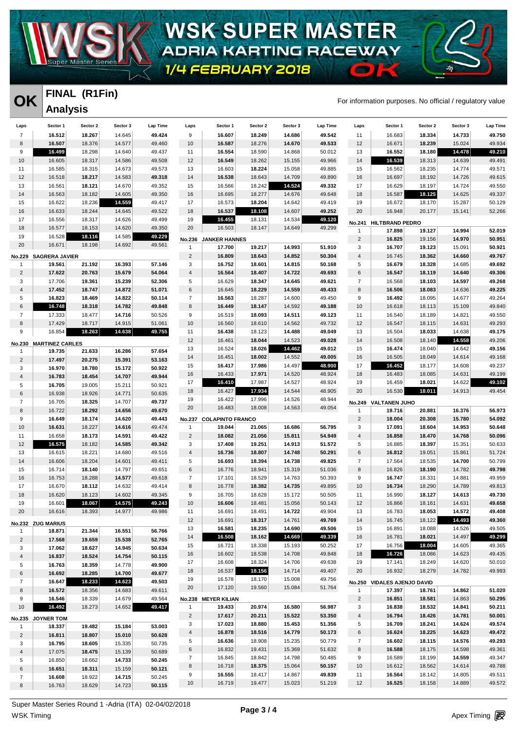# WSK SUPER MASTER
## ADRIA KARTING RACEWAY
### 1/4 FEBRUARY 2018

**OK**

## FINAL (R1Fin)
## Analysis

For information purposes. No official / regulatory value

| Laps | Sector 1 | Sector 2 | Sector 3 | Lap Time |
|---|---|---|---|---|
| 7 | 16.512 | 18.267 | 14.645 | 49.424 |
| 8 | 16.507 | 18.376 | 14.577 | 49.460 |
| 9 | 16.499 | 18.298 | 14.640 | 49.437 |
| 10 | 16.605 | 18.317 | 14.586 | 49.508 |
| 11 | 16.585 | 18.315 | 14.673 | 49.573 |
| 12 | 16.518 | 18.217 | 14.583 | 49.318 |
| 13 | 16.561 | 18.121 | 14.670 | 49.352 |
| 14 | 16.563 | 18.182 | 14.605 | 49.350 |
| 15 | 16.622 | 18.236 | 14.559 | 49.417 |
| 16 | 16.633 | 18.244 | 14.645 | 49.522 |
| 17 | 16.556 | 18.317 | 14.626 | 49.499 |
| 18 | 16.577 | 18.153 | 14.620 | 49.350 |
| 19 | 16.528 | 18.116 | 14.585 | 49.229 |
| 20 | 16.671 | 18.198 | 14.692 | 49.561 |

**No.229 SAGRERA JAVIER**

| Laps | Sector 1 | Sector 2 | Sector 3 | Lap Time |
|---|---|---|---|---|
| 1 | 19.561 | 21.192 | 16.393 | 57.146 |
| 2 | 17.622 | 20.763 | 15.679 | 54.064 |
| 3 | 17.706 | 19.361 | 15.239 | 52.306 |
| 4 | 17.452 | 18.747 | 14.872 | 51.071 |
| 5 | 16.823 | 18.469 | 14.822 | 50.114 |
| 6 | 16.748 | 18.318 | 14.782 | 49.848 |
| 7 | 17.333 | 18.477 | 14.716 | 50.526 |
| 8 | 17.429 | 18.717 | 14.915 | 51.061 |
| 9 | 16.854 | 18.263 | 14.638 | 49.755 |

**No.230 MARTINEZ CARLES**

| Laps | Sector 1 | Sector 2 | Sector 3 | Lap Time |
|---|---|---|---|---|
| 1 | 19.735 | 21.633 | 16.286 | 57.654 |
| 2 | 17.497 | 20.275 | 15.391 | 53.163 |
| 3 | 16.970 | 18.780 | 15.172 | 50.922 |
| 4 | 16.783 | 18.454 | 14.707 | 49.944 |
| 5 | 16.705 | 19.005 | 15.211 | 50.921 |
| 6 | 16.938 | 18.926 | 14.771 | 50.635 |
| 7 | 16.705 | 18.325 | 14.707 | 49.737 |
| 8 | 16.722 | 18.292 | 14.656 | 49.670 |
| 9 | 16.649 | 18.174 | 14.620 | 49.443 |
| 10 | 16.631 | 18.227 | 14.616 | 49.474 |
| 11 | 16.658 | 18.173 | 14.591 | 49.422 |
| 12 | 16.575 | 18.182 | 14.585 | 49.342 |
| 13 | 16.615 | 18.221 | 14.680 | 49.516 |
| 14 | 16.606 | 18.204 | 14.601 | 49.411 |
| 15 | 16.714 | 18.140 | 14.797 | 49.651 |
| 16 | 16.753 | 18.288 | 14.577 | 49.618 |
| 17 | 16.670 | 18.112 | 14.632 | 49.414 |
| 18 | 16.620 | 18.123 | 14.602 | 49.345 |
| 19 | 16.601 | 18.067 | 14.575 | 49.243 |
| 20 | 16.616 | 18.393 | 14.977 | 49.986 |

**No.232 ZUG MARIUS**

| Laps | Sector 1 | Sector 2 | Sector 3 | Lap Time |
|---|---|---|---|---|
| 1 | 18.871 | 21.344 | 16.551 | 56.766 |
| 2 | 17.568 | 19.659 | 15.538 | 52.765 |
| 3 | 17.062 | 18.627 | 14.945 | 50.634 |
| 4 | 16.837 | 18.524 | 14.754 | 50.115 |
| 5 | 16.763 | 18.359 | 14.778 | 49.900 |
| 6 | 16.692 | 18.285 | 14.700 | 49.677 |
| 7 | 16.647 | 18.233 | 14.623 | 49.503 |
| 8 | 16.572 | 18.356 | 14.683 | 49.611 |
| 9 | 16.546 | 18.339 | 14.679 | 49.564 |
| 10 | 16.492 | 18.273 | 14.652 | 49.417 |

**No.235 JOYNER TOM**

| Laps | Sector 1 | Sector 2 | Sector 3 | Lap Time |
|---|---|---|---|---|
| 1 | 18.337 | 19.482 | 15.184 | 53.003 |
| 2 | 16.811 | 18.807 | 15.010 | 50.628 |
| 3 | 16.795 | 18.605 | 15.335 | 50.735 |
| 4 | 17.075 | 18.475 | 15.139 | 50.689 |
| 5 | 16.850 | 18.662 | 14.733 | 50.245 |
| 6 | 16.651 | 18.311 | 15.159 | 50.121 |
| 7 | 16.608 | 18.922 | 14.715 | 50.245 |
| 8 | 16.763 | 18.629 | 14.723 | 50.115 |

| Laps | Sector 1 | Sector 2 | Sector 3 | Lap Time |
|---|---|---|---|---|
| 9 | 16.607 | 18.249 | 14.686 | 49.542 |
| 10 | 16.587 | 18.276 | 14.670 | 49.533 |
| 11 | 16.554 | 18.590 | 14.868 | 50.012 |
| 12 | 16.549 | 18.262 | 15.155 | 49.966 |
| 13 | 16.603 | 18.224 | 15.058 | 49.885 |
| 14 | 16.538 | 18.643 | 14.709 | 49.890 |
| 15 | 16.566 | 18.242 | 14.524 | 49.332 |
| 16 | 16.695 | 18.277 | 14.676 | 49.648 |
| 17 | 16.573 | 18.204 | 14.642 | 49.419 |
| 18 | 16.537 | 18.108 | 14.607 | 49.252 |
| 19 | 16.455 | 18.131 | 14.534 | 49.120 |
| 20 | 16.503 | 18.147 | 14.649 | 49.299 |

**No.236 JANKER HANNES**

| Laps | Sector 1 | Sector 2 | Sector 3 | Lap Time |
|---|---|---|---|---|
| 1 | 17.700 | 19.217 | 14.993 | 51.910 |
| 2 | 16.809 | 18.643 | 14.852 | 50.304 |
| 3 | 16.752 | 18.601 | 14.815 | 50.168 |
| 4 | 16.564 | 18.407 | 14.722 | 49.693 |
| 5 | 16.629 | 18.347 | 14.645 | 49.621 |
| 6 | 16.645 | 18.229 | 14.559 | 49.433 |
| 7 | 16.563 | 18.287 | 14.600 | 49.450 |
| 8 | 16.449 | 18.147 | 14.592 | 49.188 |
| 9 | 16.519 | 18.093 | 14.511 | 49.123 |
| 10 | 16.560 | 18.610 | 14.562 | 49.732 |
| 11 | 16.438 | 18.123 | 14.488 | 49.049 |
| 12 | 16.461 | 18.044 | 14.523 | 49.028 |
| 13 | 16.524 | 18.026 | 14.462 | 49.012 |
| 14 | 16.451 | 18.002 | 14.552 | 49.005 |
| 15 | 16.417 | 17.986 | 14.497 | 48.900 |
| 16 | 16.433 | 17.971 | 14.520 | 48.924 |
| 17 | 16.410 | 17.987 | 14.527 | 48.924 |
| 18 | 16.427 | 17.934 | 14.544 | 48.905 |
| 19 | 16.422 | 17.996 | 14.526 | 48.944 |
| 20 | 16.483 | 18.008 | 14.563 | 49.054 |

**No.237 COLAPINTO FRANCO**

| Laps | Sector 1 | Sector 2 | Sector 3 | Lap Time |
|---|---|---|---|---|
| 1 | 19.044 | 21.065 | 16.686 | 56.795 |
| 2 | 18.082 | 21.056 | 15.811 | 54.949 |
| 3 | 17.408 | 19.251 | 14.913 | 51.572 |
| 4 | 16.736 | 18.807 | 14.748 | 50.291 |
| 5 | 16.693 | 18.394 | 14.738 | 49.825 |
| 6 | 16.776 | 18.941 | 15.319 | 51.036 |
| 7 | 17.101 | 18.529 | 14.763 | 50.393 |
| 8 | 16.778 | 18.382 | 14.735 | 49.895 |
| 9 | 16.705 | 18.628 | 15.172 | 50.505 |
| 10 | 16.606 | 18.481 | 15.056 | 50.143 |
| 11 | 16.691 | 18.491 | 14.722 | 49.904 |
| 12 | 16.691 | 18.317 | 14.761 | 49.769 |
| 13 | 16.581 | 18.235 | 14.690 | 49.506 |
| 14 | 16.508 | 18.162 | 14.669 | 49.339 |
| 15 | 16.721 | 18.338 | 15.193 | 50.252 |
| 16 | 16.602 | 18.538 | 14.708 | 49.848 |
| 17 | 16.608 | 18.324 | 14.706 | 49.638 |
| 18 | 16.537 | 18.156 | 14.714 | 49.407 |
| 19 | 16.578 | 18.170 | 15.008 | 49.756 |
| 20 | 17.120 | 19.560 | 15.084 | 51.764 |

**No.238 MEYER KILIAN**

| Laps | Sector 1 | Sector 2 | Sector 3 | Lap Time |
|---|---|---|---|---|
| 1 | 19.433 | 20.974 | 16.580 | 56.987 |
| 2 | 17.617 | 20.211 | 15.522 | 53.350 |
| 3 | 17.023 | 18.880 | 15.453 | 51.356 |
| 4 | 16.878 | 18.516 | 14.779 | 50.173 |
| 5 | 16.636 | 18.908 | 15.235 | 50.779 |
| 6 | 16.832 | 19.431 | 15.369 | 51.632 |
| 7 | 16.845 | 18.842 | 14.798 | 50.485 |
| 8 | 16.718 | 18.375 | 15.064 | 50.157 |
| 9 | 16.555 | 18.417 | 14.867 | 49.839 |
| 10 | 16.719 | 19.477 | 15.023 | 51.219 |

| Laps | Sector 1 | Sector 2 | Sector 3 | Lap Time |
|---|---|---|---|---|
| 11 | 16.683 | 18.334 | 14.733 | 49.750 |
| 12 | 16.671 | 18.239 | 15.024 | 49.934 |
| 13 | 16.552 | 18.180 | 14.478 | 49.210 |
| 14 | 16.539 | 18.313 | 14.639 | 49.491 |
| 15 | 16.562 | 18.235 | 14.774 | 49.571 |
| 16 | 16.697 | 18.192 | 14.726 | 49.615 |
| 17 | 16.629 | 18.197 | 14.724 | 49.550 |
| 18 | 16.587 | 18.125 | 14.625 | 49.337 |
| 19 | 16.672 | 18.170 | 15.287 | 50.129 |
| 20 | 16.948 | 20.177 | 15.141 | 52.266 |

**No.241 HILTBRAND PEDRO**

| Laps | Sector 1 | Sector 2 | Sector 3 | Lap Time |
|---|---|---|---|---|
| 1 | 17.898 | 19.127 | 14.994 | 52.019 |
| 2 | 16.825 | 19.156 | 14.970 | 50.951 |
| 3 | 16.707 | 19.123 | 15.091 | 50.921 |
| 4 | 16.745 | 18.362 | 14.660 | 49.767 |
| 5 | 16.679 | 18.328 | 14.685 | 49.692 |
| 6 | 16.547 | 18.119 | 14.640 | 49.306 |
| 7 | 16.568 | 18.103 | 14.597 | 49.268 |
| 8 | 16.506 | 18.083 | 14.636 | 49.225 |
| 9 | 16.492 | 18.095 | 14.677 | 49.264 |
| 10 | 16.618 | 18.113 | 15.109 | 49.840 |
| 11 | 16.540 | 18.189 | 14.821 | 49.550 |
| 12 | 16.547 | 18.115 | 14.631 | 49.293 |
| 13 | 16.504 | 18.033 | 14.638 | 49.175 |
| 14 | 16.508 | 18.140 | 14.558 | 49.206 |
| 15 | 16.474 | 18.040 | 14.642 | 49.156 |
| 16 | 16.505 | 18.049 | 14.614 | 49.168 |
| 17 | 16.452 | 18.177 | 14.608 | 49.237 |
| 18 | 16.483 | 18.085 | 14.631 | 49.199 |
| 19 | 16.459 | 18.021 | 14.622 | 49.102 |
| 20 | 16.530 | 18.011 | 14.913 | 49.454 |

**No.249 VALTANEN JUHO**

| Laps | Sector 1 | Sector 2 | Sector 3 | Lap Time |
|---|---|---|---|---|
| 1 | 19.716 | 20.881 | 16.376 | 56.973 |
| 2 | 18.004 | 20.308 | 15.780 | 54.092 |
| 3 | 17.091 | 18.604 | 14.953 | 50.648 |
| 4 | 16.858 | 18.470 | 14.768 | 50.096 |
| 5 | 16.885 | 18.397 | 15.351 | 50.633 |
| 6 | 16.812 | 19.051 | 15.861 | 51.724 |
| 7 | 17.564 | 18.535 | 14.700 | 50.799 |
| 8 | 16.826 | 18.190 | 14.782 | 49.798 |
| 9 | 16.747 | 18.331 | 14.881 | 49.959 |
| 10 | 16.734 | 18.290 | 14.789 | 49.813 |
| 11 | 16.990 | 18.127 | 14.613 | 49.730 |
| 12 | 16.866 | 18.161 | 14.631 | 49.658 |
| 13 | 16.783 | 18.053 | 14.572 | 49.408 |
| 14 | 16.745 | 18.122 | 14.493 | 49.360 |
| 15 | 16.891 | 18.088 | 14.526 | 49.505 |
| 16 | 16.781 | 18.021 | 14.497 | 49.299 |
| 17 | 16.756 | 18.004 | 14.605 | 49.365 |
| 18 | 16.726 | 18.086 | 14.623 | 49.435 |
| 19 | 17.141 | 18.249 | 14.620 | 50.010 |
| 20 | 16.932 | 18.279 | 14.782 | 49.993 |

**No.250 VIDALES AJENJO DAVID**

| Laps | Sector 1 | Sector 2 | Sector 3 | Lap Time |
|---|---|---|---|---|
| 1 | 17.397 | 18.761 | 14.862 | 51.020 |
| 2 | 16.851 | 18.581 | 14.863 | 50.295 |
| 3 | 16.838 | 18.532 | 14.841 | 50.211 |
| 4 | 16.794 | 18.426 | 14.781 | 50.001 |
| 5 | 16.709 | 18.241 | 14.624 | 49.574 |
| 6 | 16.624 | 18.225 | 14.623 | 49.472 |
| 7 | 16.602 | 18.115 | 14.576 | 49.293 |
| 8 | 16.588 | 18.175 | 14.598 | 49.361 |
| 9 | 16.589 | 18.199 | 14.559 | 49.347 |
| 10 | 16.612 | 18.562 | 14.614 | 49.788 |
| 11 | 16.564 | 18.142 | 14.805 | 49.511 |
| 12 | 16.525 | 18.158 | 14.889 | 49.572 |

Super Master Series Round 1 -Adria (ITA) 02-04/02/2018

WSK Timing

Apex Timing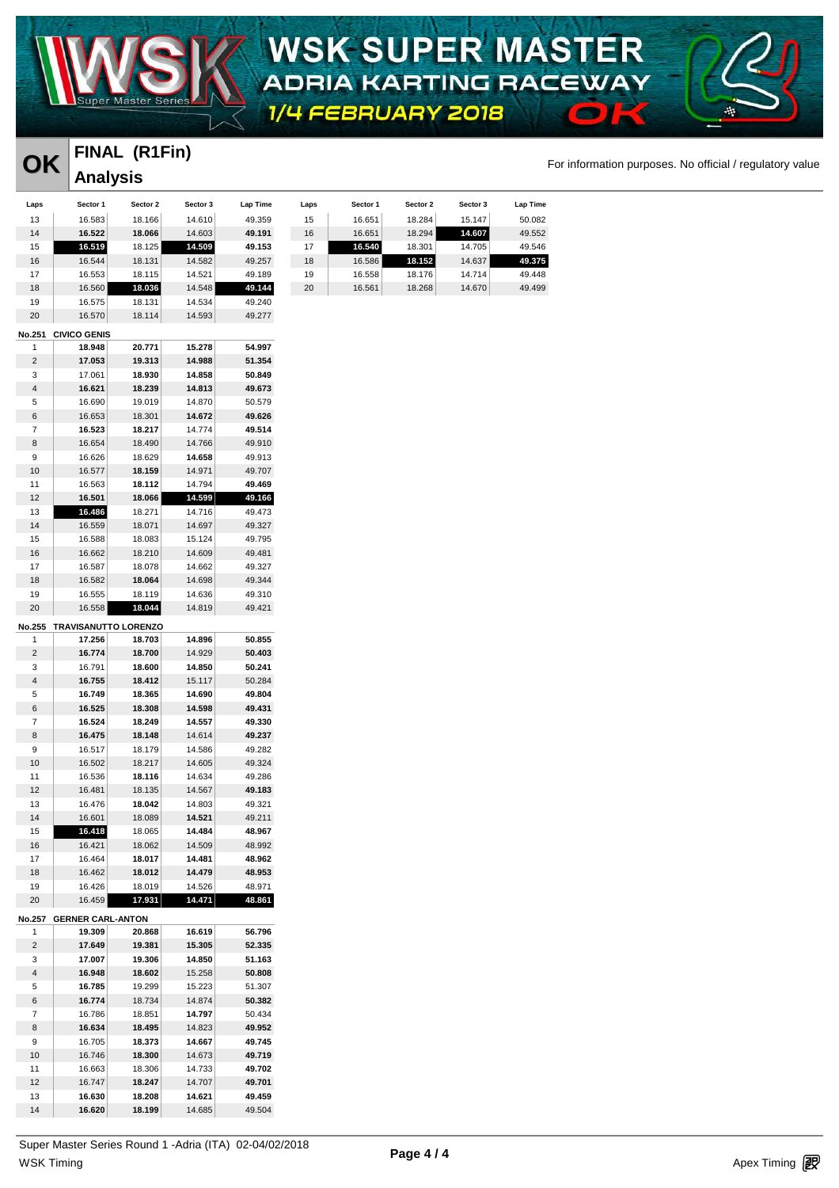# WSK SUPER MASTER

ADRIA KARTING RACEWAY

1/4 FEBRUARY 2018

OK

## OK FINAL (R1Fin)

## Analysis

For information purposes. No official / regulatory value

| Laps | Sector 1 | Sector 2 | Sector 3 | Lap Time |
|---|---|---|---|---|
| 13 | 16.583 | 18.166 | 14.610 | 49.359 |
| 14 | **16.522** | **18.066** | 14.603 | **49.191** |
| 15 | **16.519** | 18.125 | **14.509** | **49.153** |
| 16 | 16.544 | 18.131 | 14.582 | 49.257 |
| 17 | 16.553 | 18.115 | 14.521 | 49.189 |
| 18 | 16.560 | **18.036** | 14.548 | **49.144** |
| 19 | 16.575 | 18.131 | 14.534 | 49.240 |
| 20 | 16.570 | 18.114 | 14.593 | 49.277 |

| Laps | Sector 1 | Sector 2 | Sector 3 | Lap Time |
|---|---|---|---|---|
| 15 | 16.651 | 18.284 | 15.147 | 50.082 |
| 16 | 16.651 | 18.294 | **14.607** | 49.552 |
| 17 | **16.540** | 18.301 | 14.705 | 49.546 |
| 18 | 16.586 | **18.152** | 14.637 | **49.375** |
| 19 | 16.558 | 18.176 | 14.714 | 49.448 |
| 20 | 16.561 | 18.268 | 14.670 | 49.499 |

**No.251 CIVICO GENIS**

| Laps | Sector 1 | Sector 2 | Sector 3 | Lap Time |
|---|---|---|---|---|
| 1 | **18.948** | **20.771** | **15.278** | **54.997** |
| 2 | **17.053** | **19.313** | **14.988** | **51.354** |
| 3 | 17.061 | **18.930** | **14.858** | **50.849** |
| 4 | **16.621** | **18.239** | **14.813** | **49.673** |
| 5 | 16.690 | 19.019 | 14.870 | 50.579 |
| 6 | 16.653 | 18.301 | **14.672** | **49.626** |
| 7 | **16.523** | **18.217** | 14.774 | **49.514** |
| 8 | 16.654 | 18.490 | 14.766 | 49.910 |
| 9 | 16.626 | 18.629 | **14.658** | 49.913 |
| 10 | 16.577 | **18.159** | 14.971 | 49.707 |
| 11 | 16.563 | **18.112** | 14.794 | **49.469** |
| 12 | **16.501** | **18.066** | **14.599** | **49.166** |
| 13 | **16.486** | 18.271 | 14.716 | 49.473 |
| 14 | 16.559 | 18.071 | 14.697 | 49.327 |
| 15 | 16.588 | 18.083 | 15.124 | 49.795 |
| 16 | 16.662 | 18.210 | 14.609 | 49.481 |
| 17 | 16.587 | 18.078 | 14.662 | 49.327 |
| 18 | 16.582 | **18.064** | 14.698 | 49.344 |
| 19 | 16.555 | 18.119 | 14.636 | 49.310 |
| 20 | 16.558 | **18.044** | 14.819 | 49.421 |

**No.255 TRAVISANUTTO LORENZO**

| Laps | Sector 1 | Sector 2 | Sector 3 | Lap Time |
|---|---|---|---|---|
| 1 | **17.256** | **18.703** | **14.896** | **50.855** |
| 2 | **16.774** | **18.700** | 14.929 | **50.403** |
| 3 | 16.791 | **18.600** | **14.850** | **50.241** |
| 4 | **16.755** | **18.412** | 15.117 | **50.284** |
| 5 | **16.749** | **18.365** | **14.690** | **49.804** |
| 6 | **16.525** | **18.308** | **14.598** | **49.431** |
| 7 | **16.524** | **18.249** | **14.557** | **49.330** |
| 8 | **16.475** | **18.148** | 14.614 | **49.237** |
| 9 | 16.517 | 18.179 | 14.586 | 49.282 |
| 10 | 16.502 | 18.217 | 14.605 | 49.324 |
| 11 | 16.536 | **18.116** | 14.634 | 49.286 |
| 12 | 16.481 | 18.135 | 14.567 | **49.183** |
| 13 | 16.476 | **18.042** | 14.803 | 49.321 |
| 14 | 16.601 | 18.089 | **14.521** | 49.211 |
| 15 | **16.418** | 18.065 | **14.484** | **48.967** |
| 16 | 16.421 | 18.062 | 14.509 | 48.992 |
| 17 | 16.464 | **18.017** | **14.481** | **48.962** |
| 18 | 16.462 | **18.012** | **14.479** | **48.953** |
| 19 | 16.426 | 18.019 | 14.526 | 48.971 |
| 20 | 16.459 | **17.931** | **14.471** | **48.861** |

**No.257 GERNER CARL-ANTON**

| Laps | Sector 1 | Sector 2 | Sector 3 | Lap Time |
|---|---|---|---|---|
| 1 | **19.309** | **20.868** | **16.619** | **56.796** |
| 2 | **17.649** | **19.381** | **15.305** | **52.335** |
| 3 | **17.007** | **19.306** | **14.850** | **51.163** |
| 4 | **16.948** | **18.602** | 15.258 | **50.808** |
| 5 | **16.785** | 19.299 | 15.223 | 51.307 |
| 6 | **16.774** | 18.734 | 14.874 | **50.382** |
| 7 | 16.786 | 18.851 | **14.797** | 50.434 |
| 8 | **16.634** | **18.495** | 14.823 | **49.952** |
| 9 | 16.705 | **18.373** | **14.667** | **49.745** |
| 10 | 16.746 | **18.300** | 14.673 | **49.719** |
| 11 | 16.663 | 18.306 | 14.733 | **49.702** |
| 12 | 16.747 | **18.247** | 14.707 | **49.701** |
| 13 | **16.630** | **18.208** | **14.621** | **49.459** |
| 14 | **16.620** | **18.199** | 14.685 | 49.504 |

Super Master Series Round 1 -Adria (ITA) 02-04/02/2018

WSK Timing

Apex Timing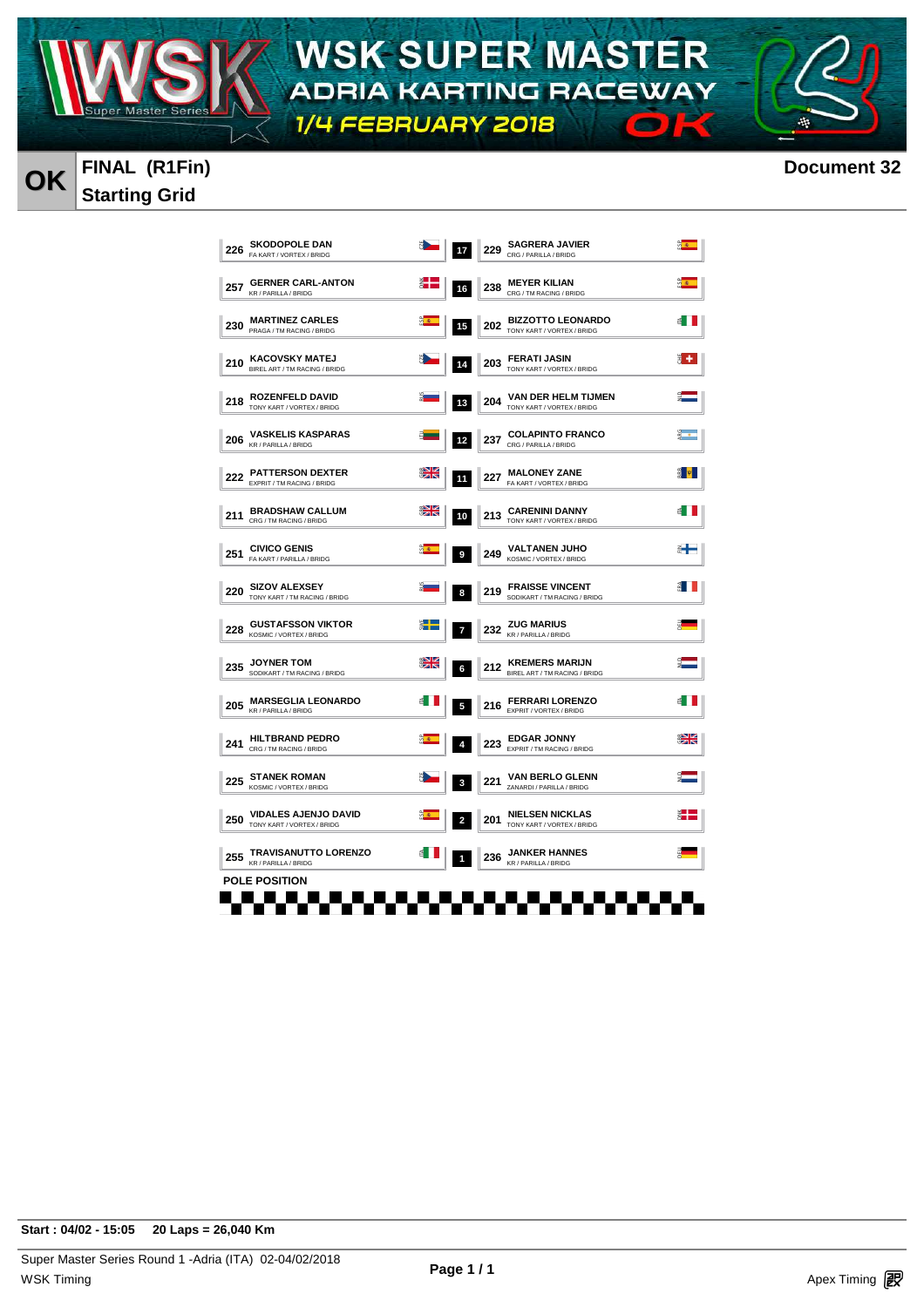# WSK SUPER MASTER
## ADRIA KARTING RACEWAY
### 1/4 FEBRUARY 2018

OK

**OK** **FINAL (R1Fin)** **Document 32**

**Starting Grid**

| No. | Driver | Team | Nat. | Pos. | No. | Driver | Team | Nat. |
|---|---|---|---|---|---|---|---|---|
| 226 | SKODOPOLE DAN | FA KART / VORTEX / BRIDG | CZE | 17 | 229 | SAGRERA JAVIER | CRG / PARILLA / BRIDG | ESP |
| 257 | GERNER CARL-ANTON | KR / PARILLA / BRIDG | DNK | 16 | 238 | MEYER KILIAN | CRG / TM RACING / BRIDG | ESP |
| 230 | MARTINEZ CARLES | PRAGA / TM RACING / BRIDG | ESP | 15 | 202 | BIZZOTTO LEONARDO | TONY KART / VORTEX / BRIDG | ITA |
| 210 | KACOVSKY MATEJ | BIREL ART / TM RACING / BRIDG | CZE | 14 | 203 | FERATI JASIN | TONY KART / VORTEX / BRIDG | CHE |
| 218 | ROZENFELD DAVID | TONY KART / VORTEX / BRIDG | RUS | 13 | 204 | VAN DER HELM TIJMEN | TONY KART / VORTEX / BRIDG | NLD |
| 206 | VASKELIS KASPARAS | KR / PARILLA / BRIDG | LTU | 12 | 237 | COLAPINTO FRANCO | CRG / PARILLA / BRIDG | ARG |
| 222 | PATTERSON DEXTER | EXPRIT / TM RACING / BRIDG | GBR | 11 | 227 | MALONEY ZANE | FA KART / VORTEX / BRIDG | BRB |
| 211 | BRADSHAW CALLUM | CRG / TM RACING / BRIDG | GBR | 10 | 213 | CARENINI DANNY | TONY KART / VORTEX / BRIDG | ITA |
| 251 | CIVICO GENIS | FA KART / PARILLA / BRIDG | ESP | 9 | 249 | VALTANEN JUHO | KOSMIC / VORTEX / BRIDG | FIN |
| 220 | SIZOV ALEXSEY | TONY KART / TM RACING / BRIDG | RUS | 8 | 219 | FRAISSE VINCENT | SODIKART / TM RACING / BRIDG | FRA |
| 228 | GUSTAFSSON VIKTOR | KOSMIC / VORTEX / BRIDG | SWE | 7 | 232 | ZUG MARIUS | KR / PARILLA / BRIDG | DEU |
| 235 | JOYNER TOM | SODIKART / TM RACING / BRIDG | GBR | 6 | 212 | KREMERS MARIJN | BIREL ART / TM RACING / BRIDG | NLD |
| 205 | MARSEGLIA LEONARDO | KR / PARILLA / BRIDG | ITA | 5 | 216 | FERRARI LORENZO | EXPRIT / VORTEX / BRIDG | ITA |
| 241 | HILTBRAND PEDRO | CRG / TM RACING / BRIDG | ESP | 4 | 223 | EDGAR JONNY | EXPRIT / TM RACING / BRIDG | GBR |
| 225 | STANEK ROMAN | KOSMIC / VORTEX / BRIDG | CZE | 3 | 221 | VAN BERLO GLENN | ZANARDI / PARILLA / BRIDG | NLD |
| 250 | VIDALES AJENJO DAVID | TONY KART / VORTEX / BRIDG | ESP | 2 | 201 | NIELSEN NICKLAS | TONY KART / VORTEX / BRIDG | DNK |
| 255 | TRAVISANUTTO LORENZO | KR / PARILLA / BRIDG | ITA | 1 | 236 | JANKER HANNES | KR / PARILLA / BRIDG | DEU |

**POLE POSITION**

**Start : 04/02 - 15:05 20 Laps = 26,040 Km**

Super Master Series Round 1 -Adria (ITA) 02-04/02/2018

WSK Timing

Apex Timing